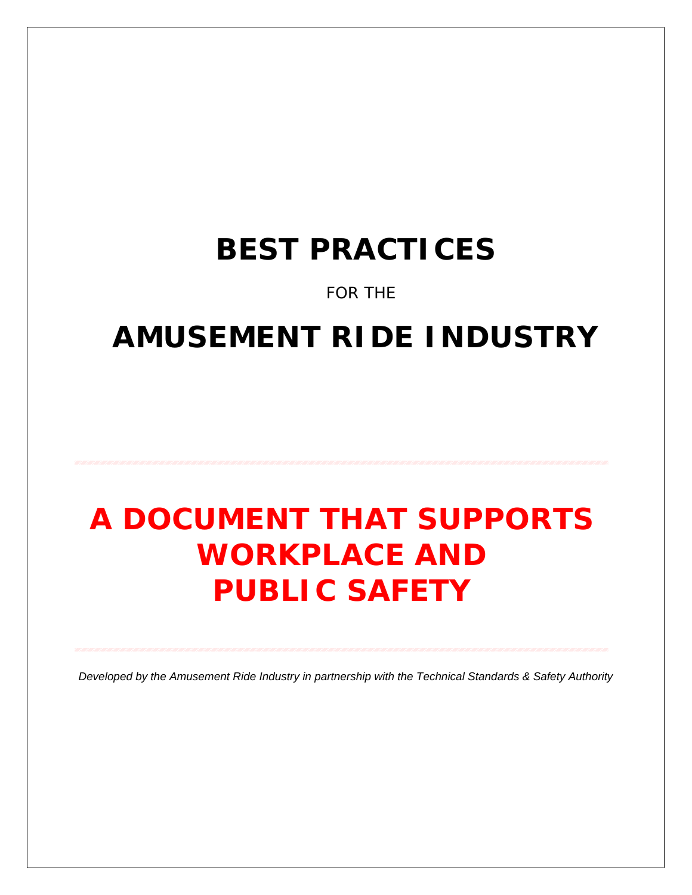# BEST PRACTICES

FOR THE

# AMUSEMENT RIDE INDUSTRY

## A DOCUMENT THAT SUPPORTS WORKPLACE AND PUBLIC SAFETY

*Developed by the Amusement Ride Industry in partnership with the Technical Standards & Safety Authority*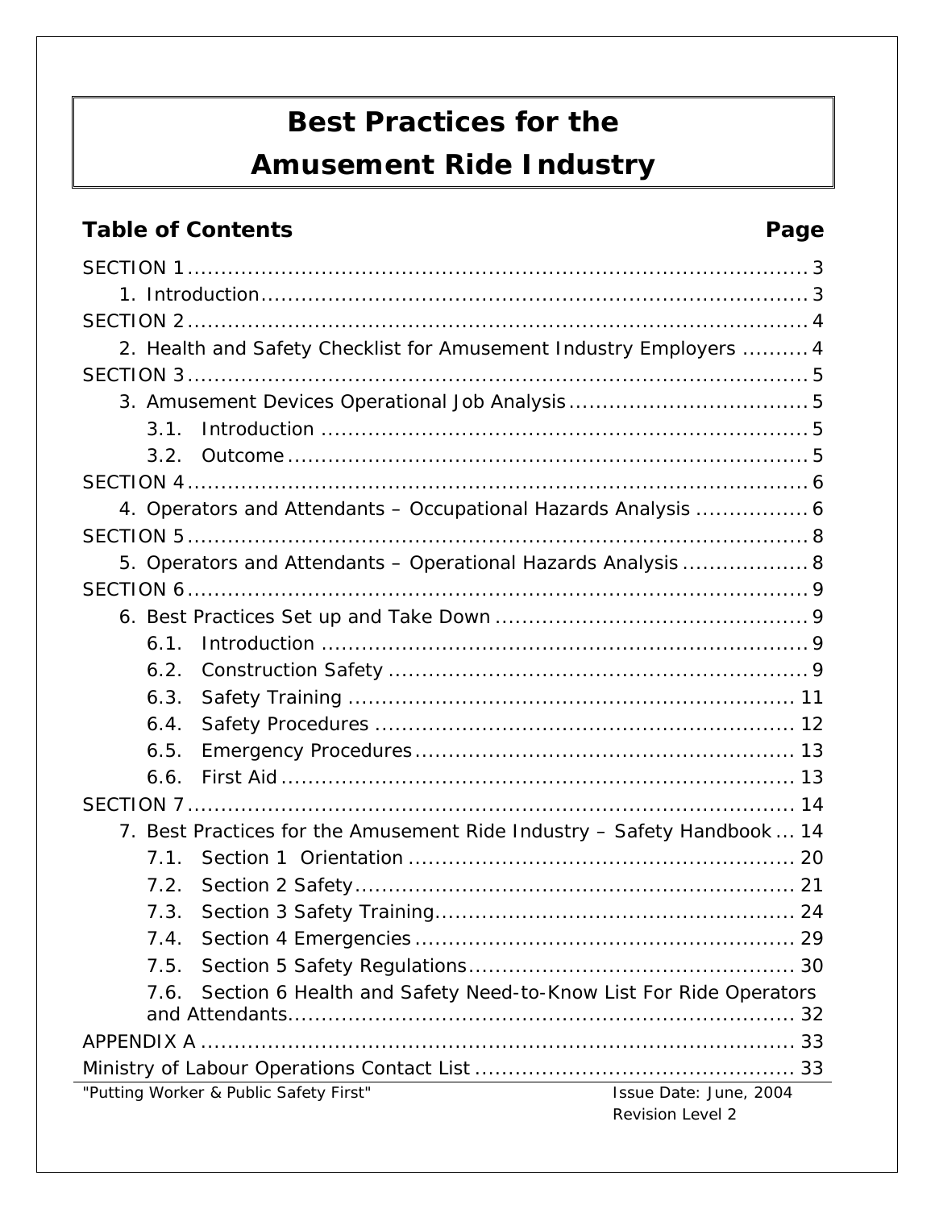# Best Practices for the Amusement Ride Industry

## Table of Contents

| Table of Contents | Page |
|---|---|
| SECTION 1 | 3 |
| 1. Introduction | 3 |
| SECTION 2 | 4 |
| 2. Health and Safety Checklist for Amusement Industry Employers | 4 |
| SECTION 3 | 5 |
| 3. Amusement Devices Operational Job Analysis | 5 |
| 3.1. Introduction | 5 |
| 3.2. Outcome | 5 |
| SECTION 4 | 6 |
| 4. Operators and Attendants – Occupational Hazards Analysis | 6 |
| SECTION 5 | 8 |
| 5. Operators and Attendants – Operational Hazards Analysis | 8 |
| SECTION 6 | 9 |
| 6. Best Practices Set up and Take Down | 9 |
| 6.1. Introduction | 9 |
| 6.2. Construction Safety | 9 |
| 6.3. Safety Training | 11 |
| 6.4. Safety Procedures | 12 |
| 6.5. Emergency Procedures | 13 |
| 6.6. First Aid | 13 |
| SECTION 7 | 14 |
| 7. Best Practices for the Amusement Ride Industry – Safety Handbook | 14 |
| 7.1. Section 1 Orientation | 20 |
| 7.2. Section 2 Safety | 21 |
| 7.3. Section 3 Safety Training | 24 |
| 7.4. Section 4 Emergencies | 29 |
| 7.5. Section 5 Safety Regulations | 30 |
| 7.6. Section 6 Health and Safety Need-to-Know List For Ride Operators and Attendants | 32 |
| APPENDIX A | 33 |
| Ministry of Labour Operations Contact List | 33 |

"Putting Worker & Public Safety First"

Issue Date: June, 2004
Revision Level 2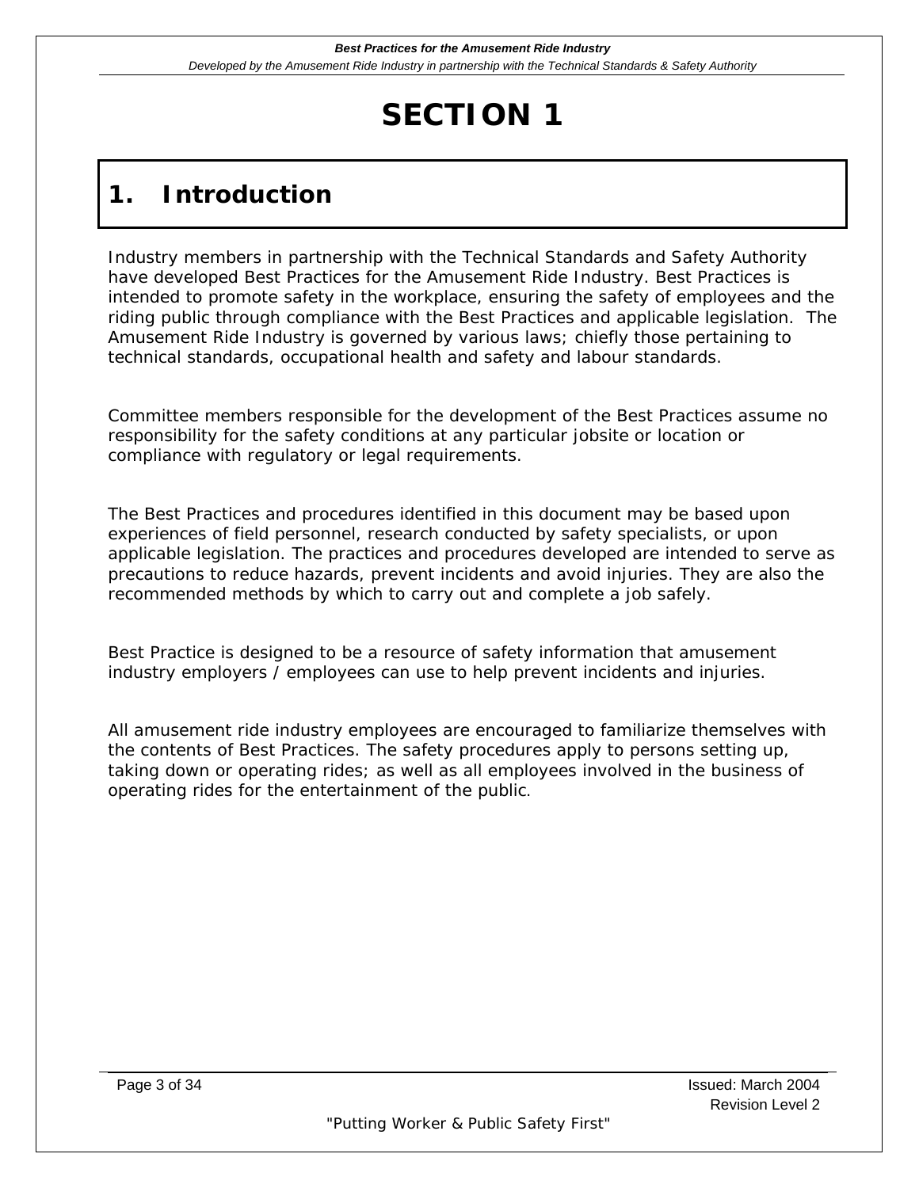# SECTION 1

## 1. Introduction

Industry members in partnership with the Technical Standards and Safety Authority have developed Best Practices for the Amusement Ride Industry. Best Practices is intended to promote safety in the workplace, ensuring the safety of employees and the riding public through compliance with the Best Practices and applicable legislation. The Amusement Ride Industry is governed by various laws; chiefly those pertaining to technical standards, occupational health and safety and labour standards.

Committee members responsible for the development of the Best Practices assume no responsibility for the safety conditions at any particular jobsite or location or compliance with regulatory or legal requirements.

The Best Practices and procedures identified in this document may be based upon experiences of field personnel, research conducted by safety specialists, or upon applicable legislation. The practices and procedures developed are intended to serve as precautions to reduce hazards, prevent incidents and avoid injuries. They are also the recommended methods by which to carry out and complete a job safely.

Best Practice is designed to be a resource of safety information that amusement industry employers / employees can use to help prevent incidents and injuries.

All amusement ride industry employees are encouraged to familiarize themselves with the contents of Best Practices. The safety procedures apply to persons setting up, taking down or operating rides; as well as all employees involved in the business of operating rides for the entertainment of the public.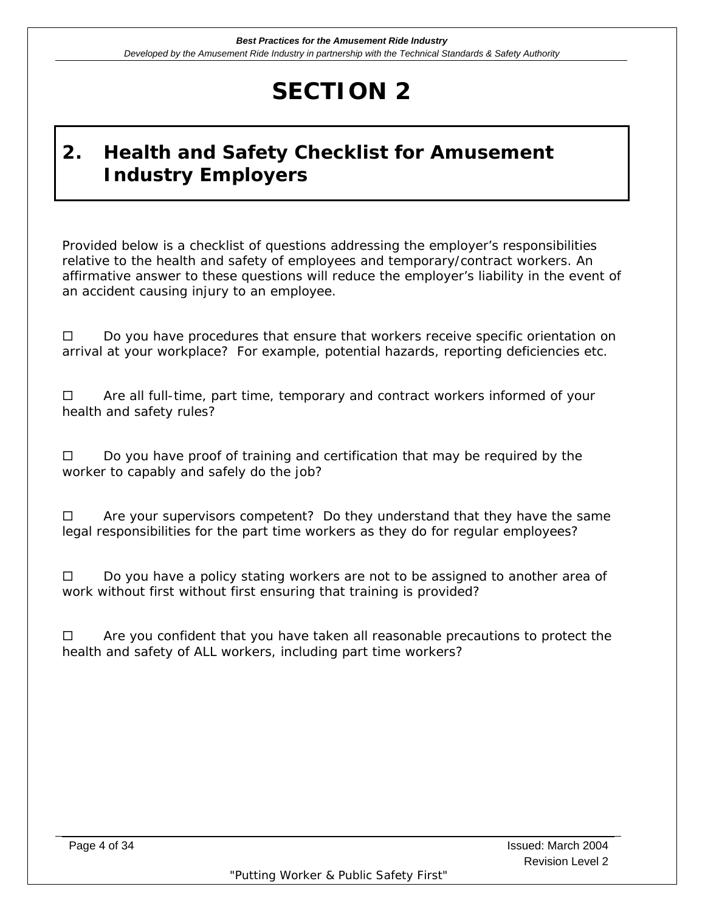# SECTION 2

## 2. Health and Safety Checklist for Amusement Industry Employers

Provided below is a checklist of questions addressing the employer's responsibilities relative to the health and safety of employees and temporary/contract workers. An affirmative answer to these questions will reduce the employer's liability in the event of an accident causing injury to an employee.

☐ Do you have procedures that ensure that workers receive specific orientation on arrival at your workplace? For example, potential hazards, reporting deficiencies etc.

☐ Are all full-time, part time, temporary and contract workers informed of your health and safety rules?

☐ Do you have proof of training and certification that may be required by the worker to capably and safely do the job?

☐ Are your supervisors competent? Do they understand that they have the same legal responsibilities for the part time workers as they do for regular employees?

☐ Do you have a policy stating workers are not to be assigned to another area of work without first without first ensuring that training is provided?

☐ Are you confident that you have taken all reasonable precautions to protect the health and safety of ALL workers, including part time workers?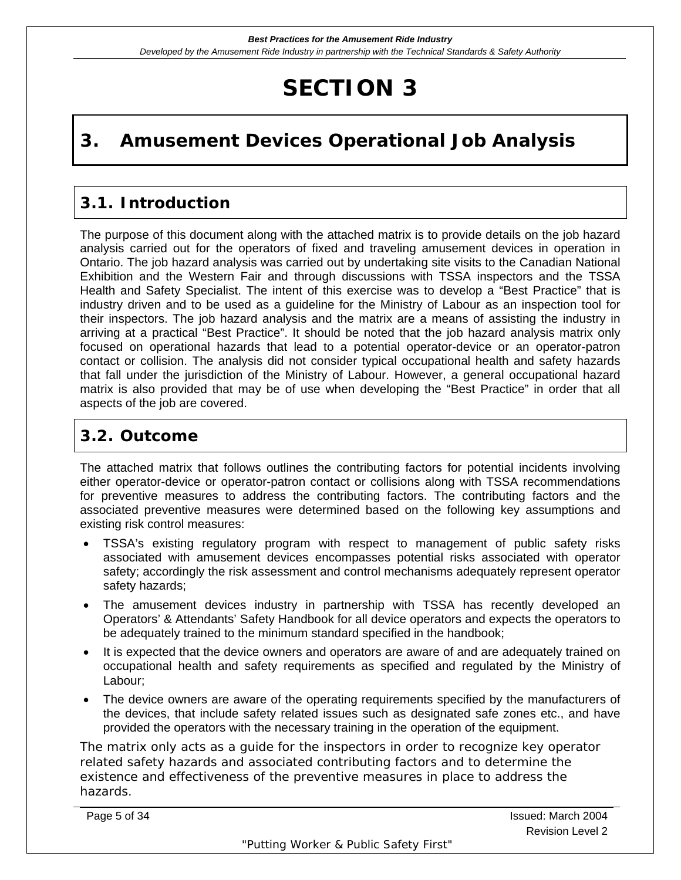# SECTION 3

## 3. Amusement Devices Operational Job Analysis

### 3.1. Introduction

The purpose of this document along with the attached matrix is to provide details on the job hazard analysis carried out for the operators of fixed and traveling amusement devices in operation in Ontario. The job hazard analysis was carried out by undertaking site visits to the Canadian National Exhibition and the Western Fair and through discussions with TSSA inspectors and the TSSA Health and Safety Specialist. The intent of this exercise was to develop a "Best Practice" that is industry driven and to be used as a guideline for the Ministry of Labour as an inspection tool for their inspectors. The job hazard analysis and the matrix are a means of assisting the industry in arriving at a practical "Best Practice". It should be noted that the job hazard analysis matrix only focused on operational hazards that lead to a potential operator-device or an operator-patron contact or collision. The analysis did not consider typical occupational health and safety hazards that fall under the jurisdiction of the Ministry of Labour. However, a general occupational hazard matrix is also provided that may be of use when developing the "Best Practice" in order that all aspects of the job are covered.

### 3.2. Outcome

The attached matrix that follows outlines the contributing factors for potential incidents involving either operator-device or operator-patron contact or collisions along with TSSA recommendations for preventive measures to address the contributing factors. The contributing factors and the associated preventive measures were determined based on the following key assumptions and existing risk control measures:

- TSSA's existing regulatory program with respect to management of public safety risks associated with amusement devices encompasses potential risks associated with operator safety; accordingly the risk assessment and control mechanisms adequately represent operator safety hazards;
- The amusement devices industry in partnership with TSSA has recently developed an Operators' & Attendants' Safety Handbook for all device operators and expects the operators to be adequately trained to the minimum standard specified in the handbook;
- It is expected that the device owners and operators are aware of and are adequately trained on occupational health and safety requirements as specified and regulated by the Ministry of Labour;
- The device owners are aware of the operating requirements specified by the manufacturers of the devices, that include safety related issues such as designated safe zones etc., and have provided the operators with the necessary training in the operation of the equipment.

The matrix only acts as a guide for the inspectors in order to recognize key operator related safety hazards and associated contributing factors and to determine the existence and effectiveness of the preventive measures in place to address the hazards.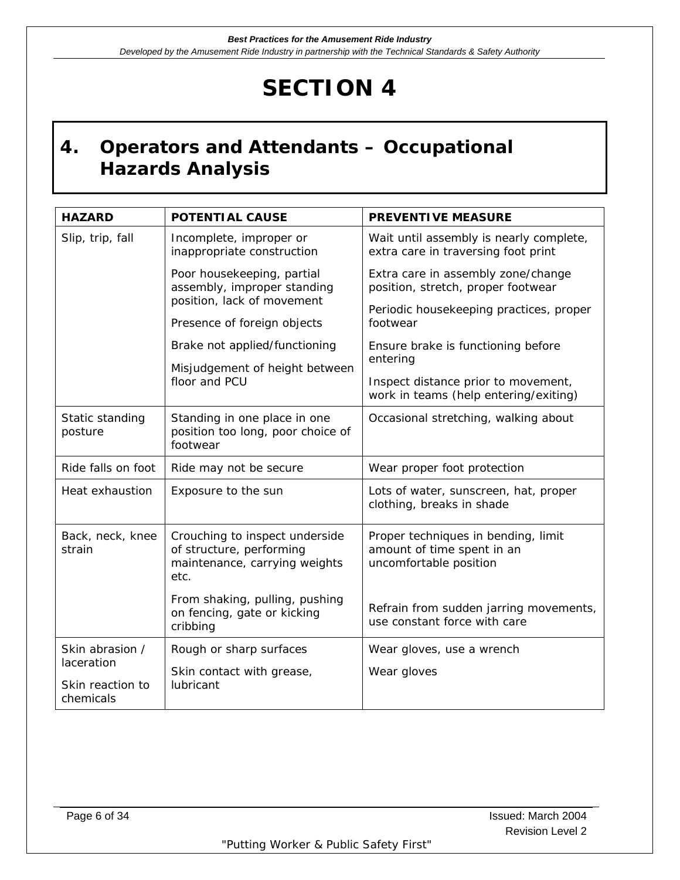# SECTION 4

## 4. Operators and Attendants – Occupational Hazards Analysis

| HAZARD | POTENTIAL CAUSE | PREVENTIVE MEASURE |
|---|---|---|
| Slip, trip, fall | Incomplete, improper or inappropriate construction<br>Poor housekeeping, partial assembly, improper standing position, lack of movement<br>Presence of foreign objects<br>Brake not applied/functioning<br>Misjudgement of height between floor and PCU | Wait until assembly is nearly complete, extra care in traversing foot print<br>Extra care in assembly zone/change position, stretch, proper footwear<br>Periodic housekeeping practices, proper footwear<br>Ensure brake is functioning before entering<br>Inspect distance prior to movement, work in teams (help entering/exiting) |
| Static standing posture | Standing in one place in one position too long, poor choice of footwear | Occasional stretching, walking about |
| Ride falls on foot | Ride may not be secure | Wear proper foot protection |
| Heat exhaustion | Exposure to the sun | Lots of water, sunscreen, hat, proper clothing, breaks in shade |
| Back, neck, knee strain | Crouching to inspect underside of structure, performing maintenance, carrying weights etc.<br>From shaking, pulling, pushing on fencing, gate or kicking cribbing | Proper techniques in bending, limit amount of time spent in an uncomfortable position<br>Refrain from sudden jarring movements, use constant force with care |
| Skin abrasion / laceration<br>Skin reaction to chemicals | Rough or sharp surfaces<br>Skin contact with grease, lubricant | Wear gloves, use a wrench<br>Wear gloves |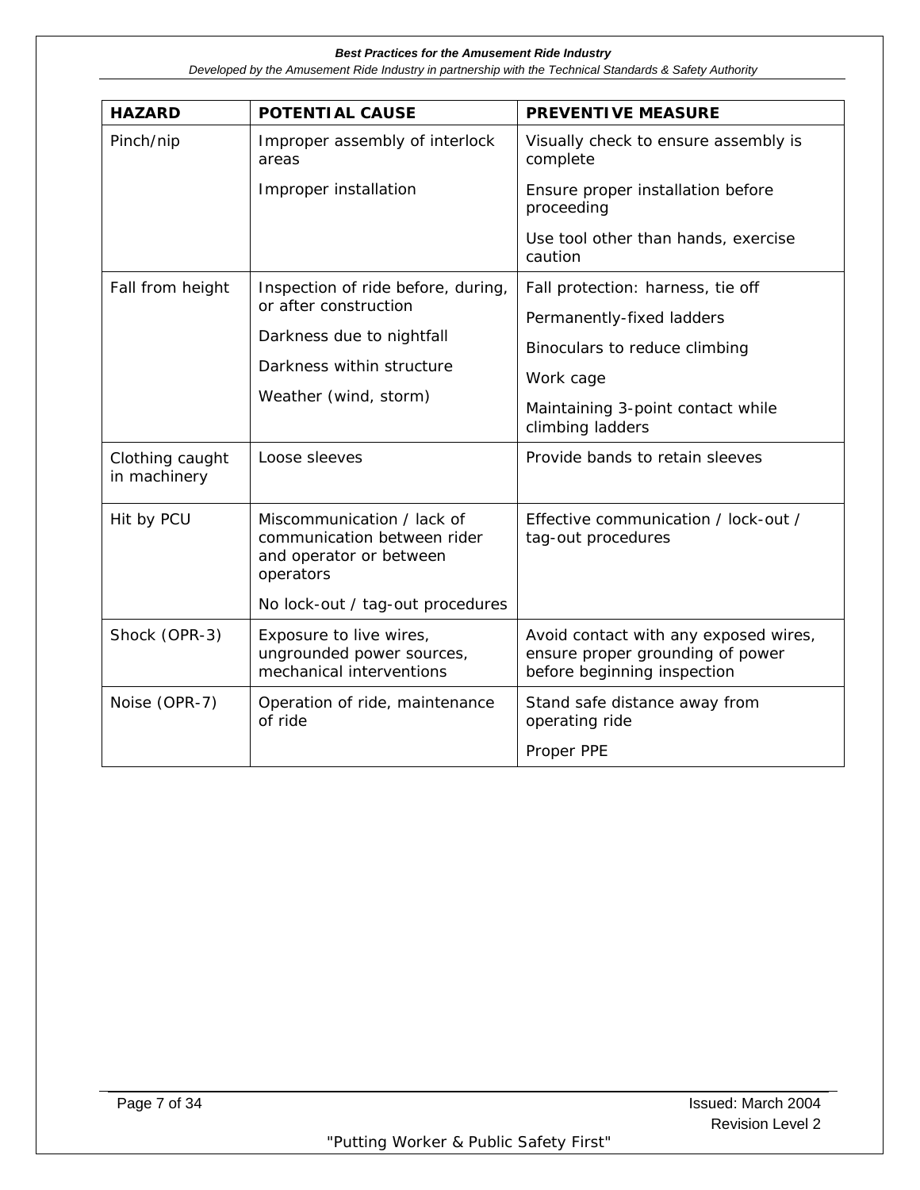| HAZARD | POTENTIAL CAUSE | PREVENTIVE MEASURE |
|---|---|---|
| Pinch/nip | Improper assembly of interlock areas<br><br>Improper installation | Visually check to ensure assembly is complete<br><br>Ensure proper installation before proceeding<br><br>Use tool other than hands, exercise caution |
| Fall from height | Inspection of ride before, during, or after construction<br><br>Darkness due to nightfall<br><br>Darkness within structure<br><br>Weather (wind, storm) | Fall protection: harness, tie off<br><br>Permanently-fixed ladders<br><br>Binoculars to reduce climbing<br><br>Work cage<br><br>Maintaining 3-point contact while climbing ladders |
| Clothing caught in machinery | Loose sleeves | Provide bands to retain sleeves |
| Hit by PCU | Miscommunication / lack of communication between rider and operator or between operators<br><br>No lock-out / tag-out procedures | Effective communication / lock-out / tag-out procedures |
| Shock (OPR-3) | Exposure to live wires, ungrounded power sources, mechanical interventions | Avoid contact with any exposed wires, ensure proper grounding of power before beginning inspection |
| Noise (OPR-7) | Operation of ride, maintenance of ride | Stand safe distance away from operating ride<br><br>Proper PPE |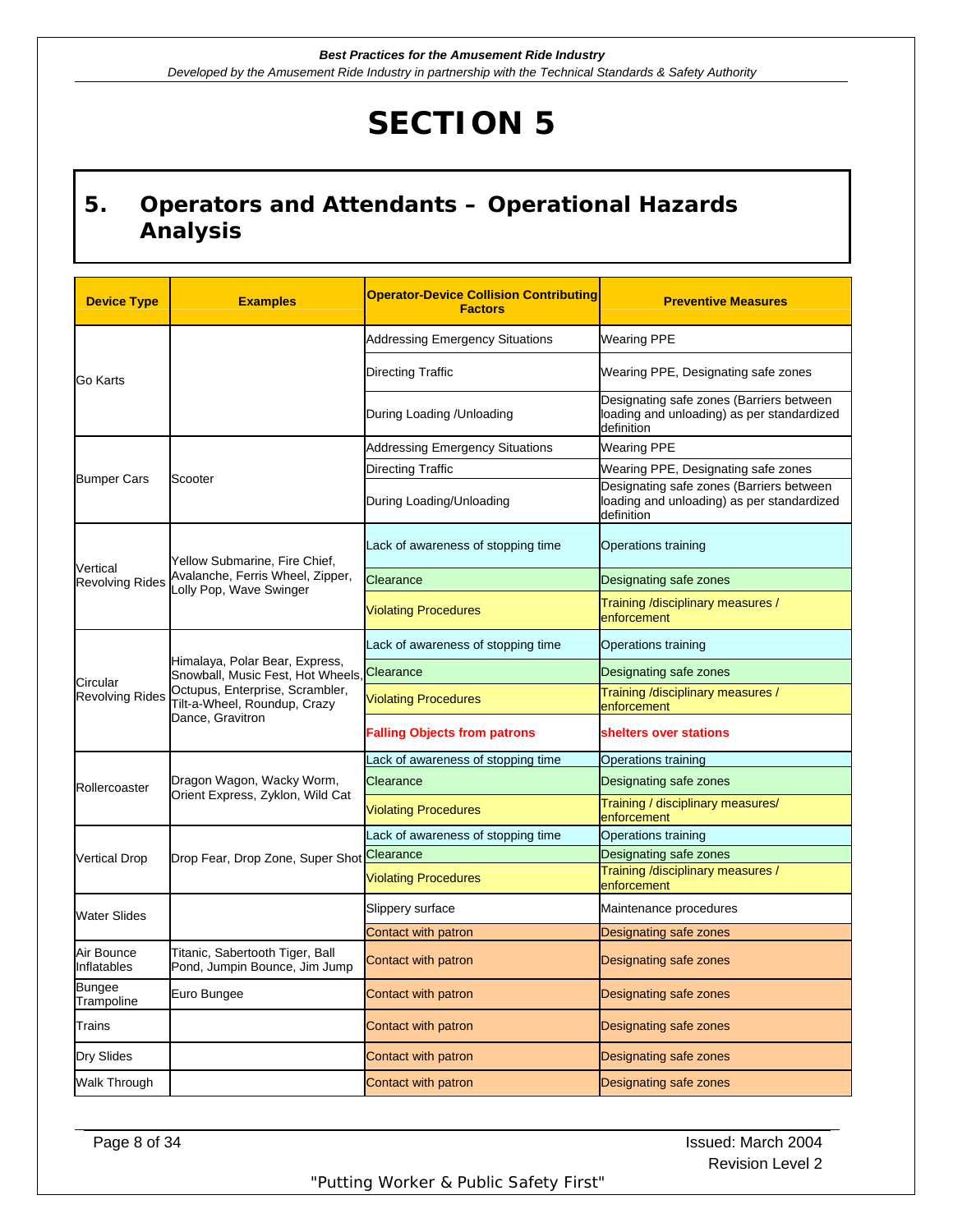# SECTION 5

## 5. Operators and Attendants – Operational Hazards Analysis

| Device Type | Examples | Operator-Device Collision Contributing Factors | Preventive Measures |
|---|---|---|---|
| Go Karts | | Addressing Emergency Situations | Wearing PPE |
| | | Directing Traffic | Wearing PPE, Designating safe zones |
| | | During Loading /Unloading | Designating safe zones (Barriers between loading and unloading) as per standardized definition |
| Bumper Cars | Scooter | Addressing Emergency Situations | Wearing PPE |
| | | Directing Traffic | Wearing PPE, Designating safe zones |
| | | During Loading/Unloading | Designating safe zones (Barriers between loading and unloading) as per standardized definition |
| Vertical Revolving Rides | Yellow Submarine, Fire Chief, Avalanche, Ferris Wheel, Zipper, Lolly Pop, Wave Swinger | Lack of awareness of stopping time | Operations training |
| | | Clearance | Designating safe zones |
| | | Violating Procedures | Training /disciplinary measures / enforcement |
| Circular Revolving Rides | Himalaya, Polar Bear, Express, Snowball, Music Fest, Hot Wheels, Octupus, Enterprise, Scrambler, Tilt-a-Wheel, Roundup, Crazy Dance, Gravitron | Lack of awareness of stopping time | Operations training |
| | | Clearance | Designating safe zones |
| | | Violating Procedures | Training /disciplinary measures / enforcement |
| | | **Falling Objects from patrons** | **shelters over stations** |
| Rollercoaster | Dragon Wagon, Wacky Worm, Orient Express, Zyklon, Wild Cat | Lack of awareness of stopping time | Operations training |
| | | Clearance | Designating safe zones |
| | | Violating Procedures | Training / disciplinary measures/ enforcement |
| Vertical Drop | Drop Fear, Drop Zone, Super Shot | Lack of awareness of stopping time | Operations training |
| | | Clearance | Designating safe zones |
| | | Violating Procedures | Training /disciplinary measures / enforcement |
| Water Slides | | Slippery surface | Maintenance procedures |
| | | Contact with patron | Designating safe zones |
| Air Bounce Inflatables | Titanic, Sabertooth Tiger, Ball Pond, Jumpin Bounce, Jim Jump | Contact with patron | Designating safe zones |
| Bungee Trampoline | Euro Bungee | Contact with patron | Designating safe zones |
| Trains | | Contact with patron | Designating safe zones |
| Dry Slides | | Contact with patron | Designating safe zones |
| Walk Through | | Contact with patron | Designating safe zones |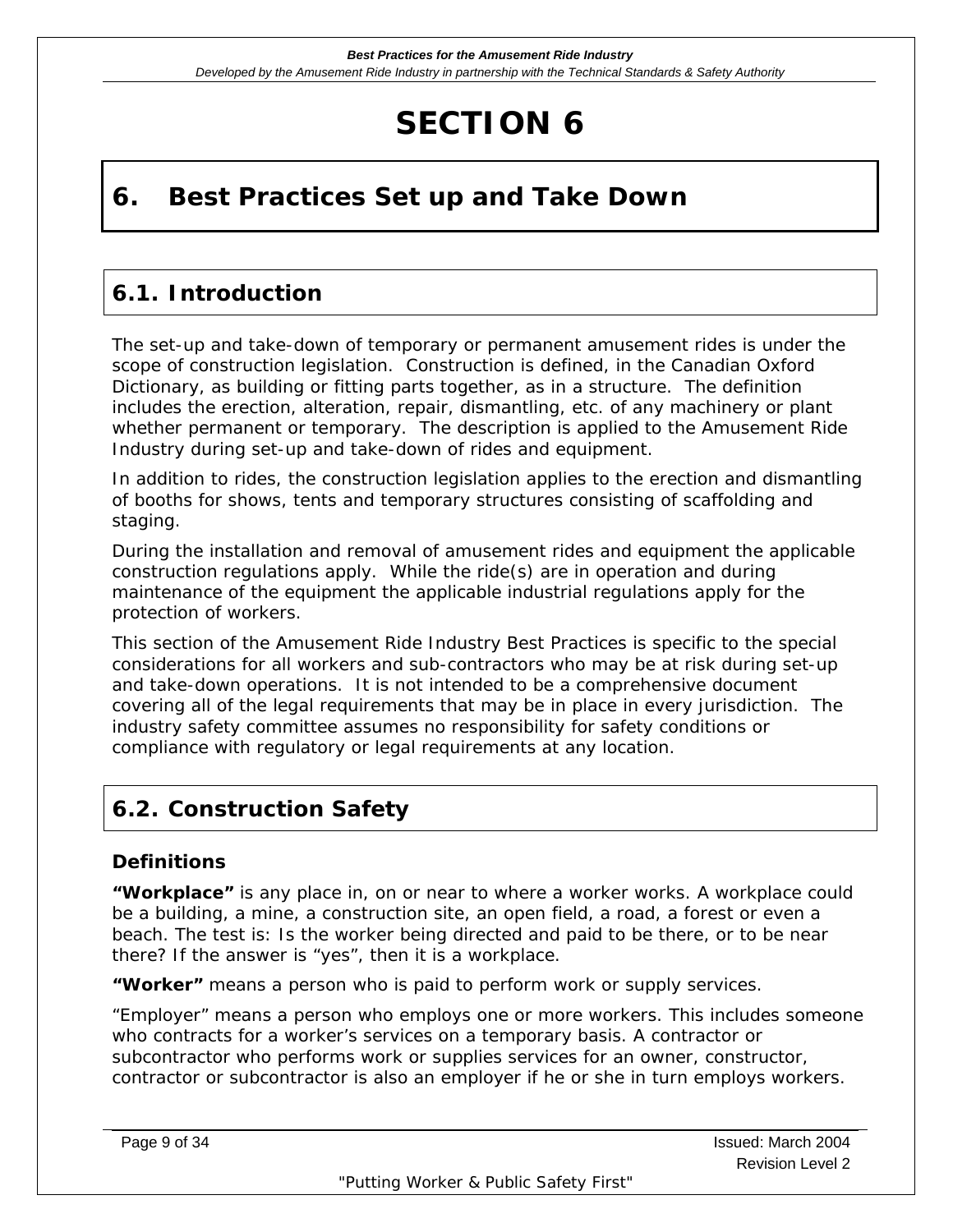# SECTION 6

## 6. Best Practices Set up and Take Down

### 6.1. Introduction

The set-up and take-down of temporary or permanent amusement rides is under the scope of construction legislation. Construction is defined, in the Canadian Oxford Dictionary, as building or fitting parts together, as in a structure. The definition includes the erection, alteration, repair, dismantling, etc. of any machinery or plant whether permanent or temporary. The description is applied to the Amusement Ride Industry during set-up and take-down of rides and equipment.

In addition to rides, the construction legislation applies to the erection and dismantling of booths for shows, tents and temporary structures consisting of scaffolding and staging.

During the installation and removal of amusement rides and equipment the applicable construction regulations apply. While the ride(s) are in operation and during maintenance of the equipment the applicable industrial regulations apply for the protection of workers.

This section of the Amusement Ride Industry Best Practices is specific to the special considerations for all workers and sub-contractors who may be at risk during set-up and take-down operations. It is not intended to be a comprehensive document covering all of the legal requirements that may be in place in every jurisdiction. The industry safety committee assumes no responsibility for safety conditions or compliance with regulatory or legal requirements at any location.

### 6.2. Construction Safety

#### Definitions

**"Workplace"** is any place in, on or near to where a worker works. A workplace could be a building, a mine, a construction site, an open field, a road, a forest or even a beach. The test is: Is the worker being directed and paid to be there, or to be near there? If the answer is "yes", then it is a workplace.

**"Worker"** means a person who is paid to perform work or supply services.

"Employer" means a person who employs one or more workers. This includes someone who contracts for a worker's services on a temporary basis. A contractor or subcontractor who performs work or supplies services for an owner, constructor, contractor or subcontractor is also an employer if he or she in turn employs workers.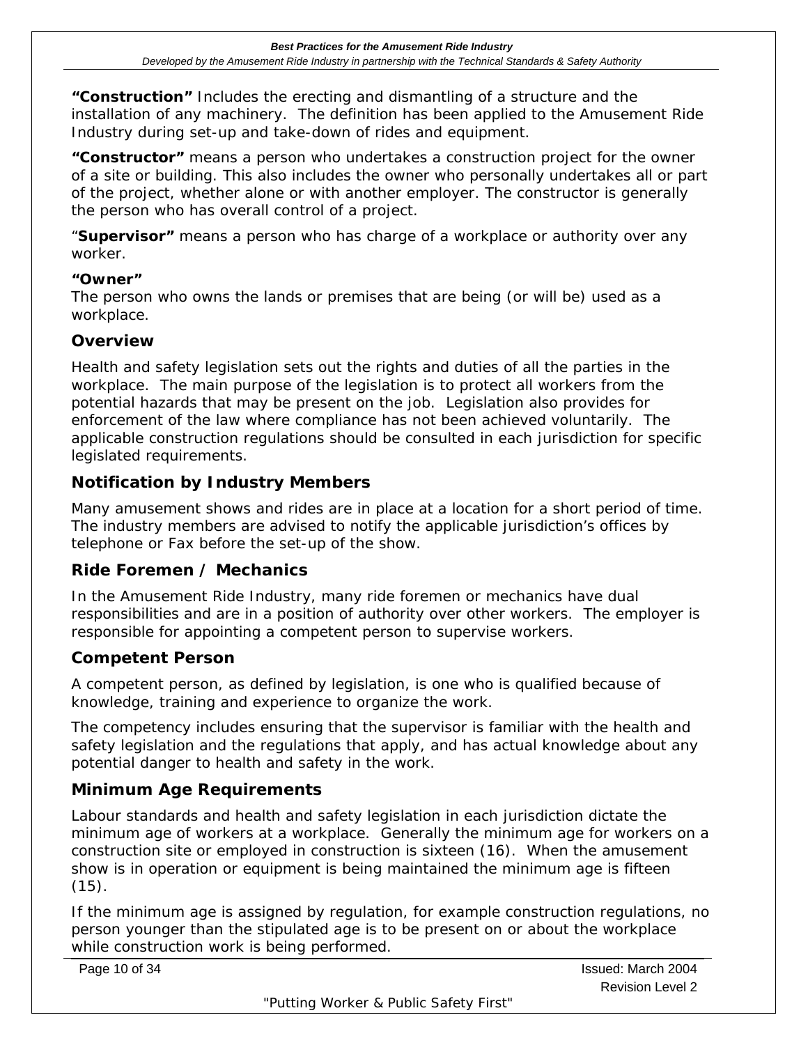**"Construction"** Includes the erecting and dismantling of a structure and the installation of any machinery. The definition has been applied to the Amusement Ride Industry during set-up and take-down of rides and equipment.

**"Constructor"** means a person who undertakes a construction project for the owner of a site or building. This also includes the owner who personally undertakes all or part of the project, whether alone or with another employer. The constructor is generally the person who has overall control of a project.

"**Supervisor"** means a person who has charge of a workplace or authority over any worker.

**"Owner"**
The person who owns the lands or premises that are being (or will be) used as a workplace.

## Overview

Health and safety legislation sets out the rights and duties of all the parties in the workplace. The main purpose of the legislation is to protect all workers from the potential hazards that may be present on the job. Legislation also provides for enforcement of the law where compliance has not been achieved voluntarily. The applicable construction regulations should be consulted in each jurisdiction for specific legislated requirements.

## Notification by Industry Members

Many amusement shows and rides are in place at a location for a short period of time. The industry members are advised to notify the applicable jurisdiction's offices by telephone or Fax before the set-up of the show.

## Ride Foremen / Mechanics

In the Amusement Ride Industry, many ride foremen or mechanics have dual responsibilities and are in a position of authority over other workers. The employer is responsible for appointing a competent person to supervise workers.

## Competent Person

A competent person, as defined by legislation, is one who is qualified because of knowledge, training and experience to organize the work.

The competency includes ensuring that the supervisor is familiar with the health and safety legislation and the regulations that apply, and has actual knowledge about any potential danger to health and safety in the work.

## Minimum Age Requirements

Labour standards and health and safety legislation in each jurisdiction dictate the minimum age of workers at a workplace. Generally the minimum age for workers on a construction site or employed in construction is sixteen (16). When the amusement show is in operation or equipment is being maintained the minimum age is fifteen (15).

If the minimum age is assigned by regulation, for example construction regulations, no person younger than the stipulated age is to be present on or about the workplace while construction work is being performed.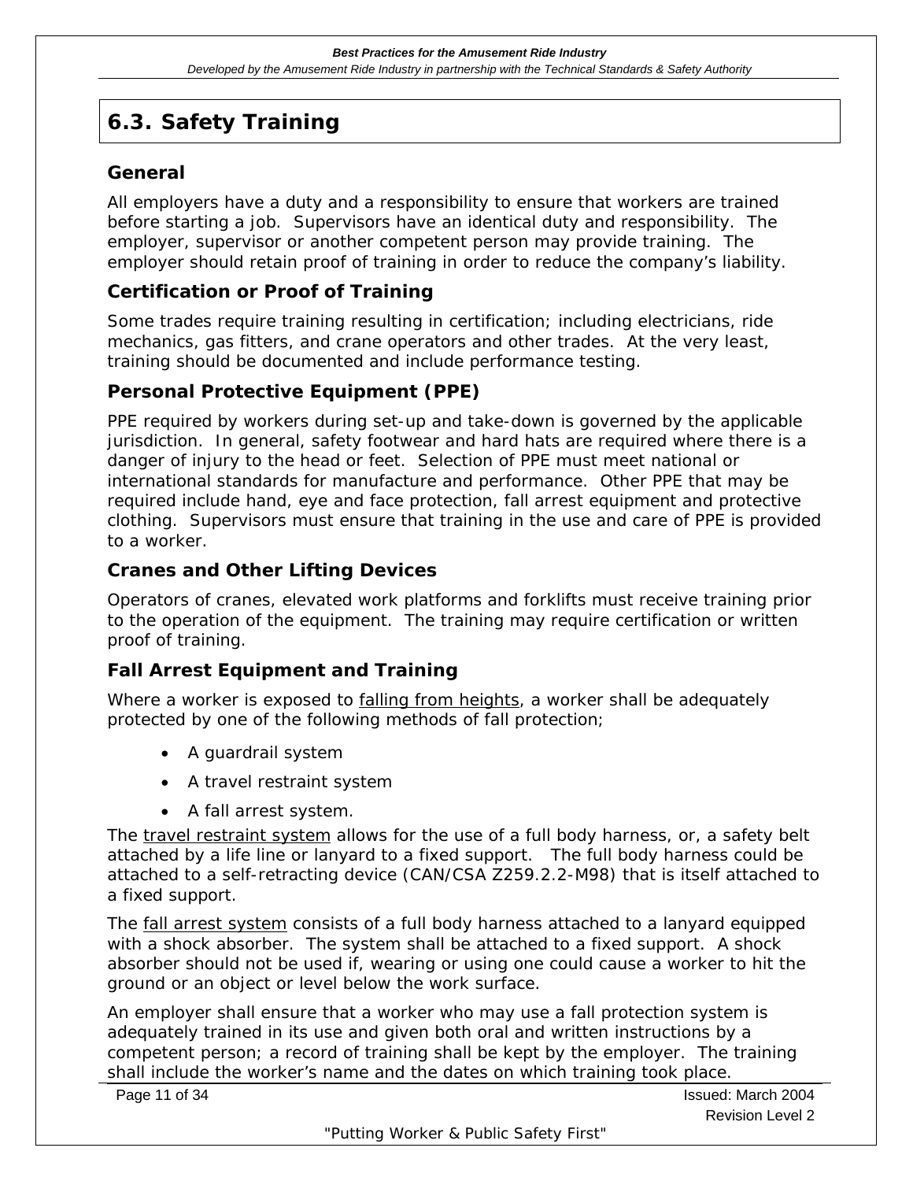## 6.3. Safety Training

### General

All employers have a duty and a responsibility to ensure that workers are trained before starting a job. Supervisors have an identical duty and responsibility. The employer, supervisor or another competent person may provide training. The employer should retain proof of training in order to reduce the company's liability.

### Certification or Proof of Training

Some trades require training resulting in certification; including electricians, ride mechanics, gas fitters, and crane operators and other trades. At the very least, training should be documented and include performance testing.

### Personal Protective Equipment (PPE)

PPE required by workers during set-up and take-down is governed by the applicable jurisdiction. In general, safety footwear and hard hats are required where there is a danger of injury to the head or feet. Selection of PPE must meet national or international standards for manufacture and performance. Other PPE that may be required include hand, eye and face protection, fall arrest equipment and protective clothing. Supervisors must ensure that training in the use and care of PPE is provided to a worker.

### Cranes and Other Lifting Devices

Operators of cranes, elevated work platforms and forklifts must receive training prior to the operation of the equipment. The training may require certification or written proof of training.

### Fall Arrest Equipment and Training

Where a worker is exposed to falling from heights, a worker shall be adequately protected by one of the following methods of fall protection;

- A guardrail system
- A travel restraint system
- A fall arrest system.

The travel restraint system allows for the use of a full body harness, or, a safety belt attached by a life line or lanyard to a fixed support. The full body harness could be attached to a self-retracting device (CAN/CSA Z259.2.2-M98) that is itself attached to a fixed support.

The fall arrest system consists of a full body harness attached to a lanyard equipped with a shock absorber. The system shall be attached to a fixed support. A shock absorber should not be used if, wearing or using one could cause a worker to hit the ground or an object or level below the work surface.

An employer shall ensure that a worker who may use a fall protection system is adequately trained in its use and given both oral and written instructions by a competent person; a record of training shall be kept by the employer. The training shall include the worker's name and the dates on which training took place.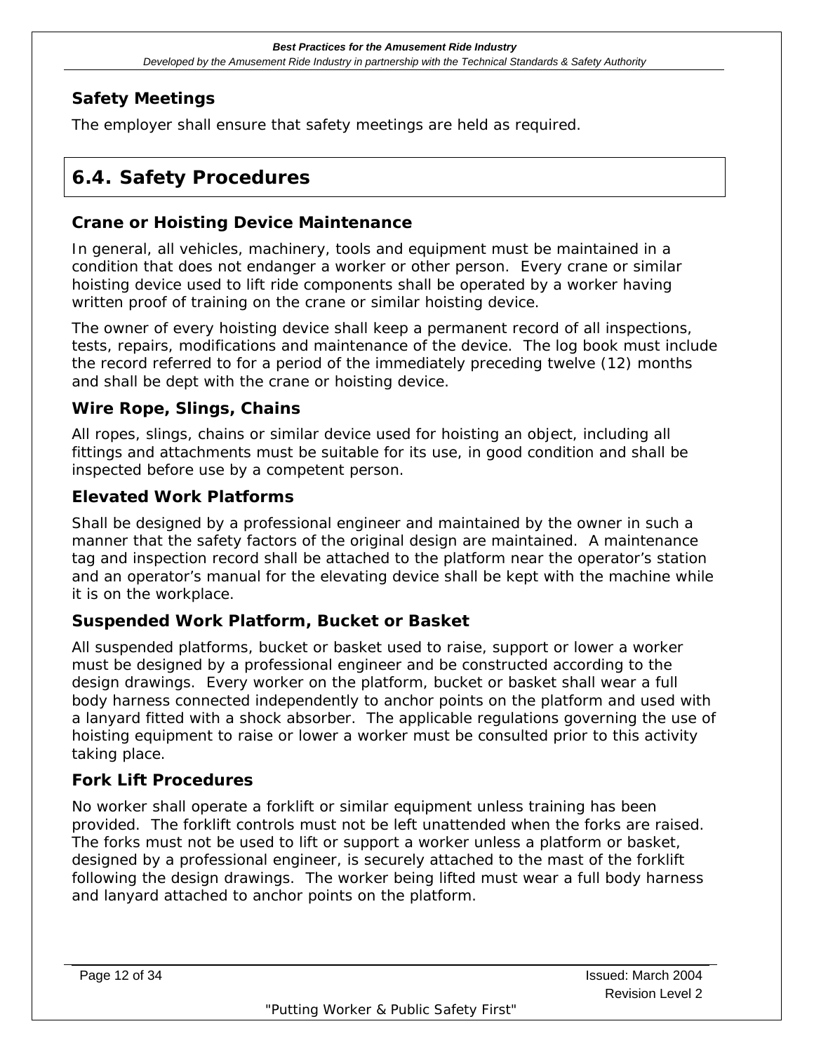### Safety Meetings

The employer shall ensure that safety meetings are held as required.

## 6.4. Safety Procedures

### Crane or Hoisting Device Maintenance

In general, all vehicles, machinery, tools and equipment must be maintained in a condition that does not endanger a worker or other person. Every crane or similar hoisting device used to lift ride components shall be operated by a worker having written proof of training on the crane or similar hoisting device.

The owner of every hoisting device shall keep a permanent record of all inspections, tests, repairs, modifications and maintenance of the device. The log book must include the record referred to for a period of the immediately preceding twelve (12) months and shall be dept with the crane or hoisting device.

### Wire Rope, Slings, Chains

All ropes, slings, chains or similar device used for hoisting an object, including all fittings and attachments must be suitable for its use, in good condition and shall be inspected before use by a competent person.

### Elevated Work Platforms

Shall be designed by a professional engineer and maintained by the owner in such a manner that the safety factors of the original design are maintained. A maintenance tag and inspection record shall be attached to the platform near the operator's station and an operator's manual for the elevating device shall be kept with the machine while it is on the workplace.

### Suspended Work Platform, Bucket or Basket

All suspended platforms, bucket or basket used to raise, support or lower a worker must be designed by a professional engineer and be constructed according to the design drawings. Every worker on the platform, bucket or basket shall wear a full body harness connected independently to anchor points on the platform and used with a lanyard fitted with a shock absorber. The applicable regulations governing the use of hoisting equipment to raise or lower a worker must be consulted prior to this activity taking place.

### Fork Lift Procedures

No worker shall operate a forklift or similar equipment unless training has been provided. The forklift controls must not be left unattended when the forks are raised. The forks must not be used to lift or support a worker unless a platform or basket, designed by a professional engineer, is securely attached to the mast of the forklift following the design drawings. The worker being lifted must wear a full body harness and lanyard attached to anchor points on the platform.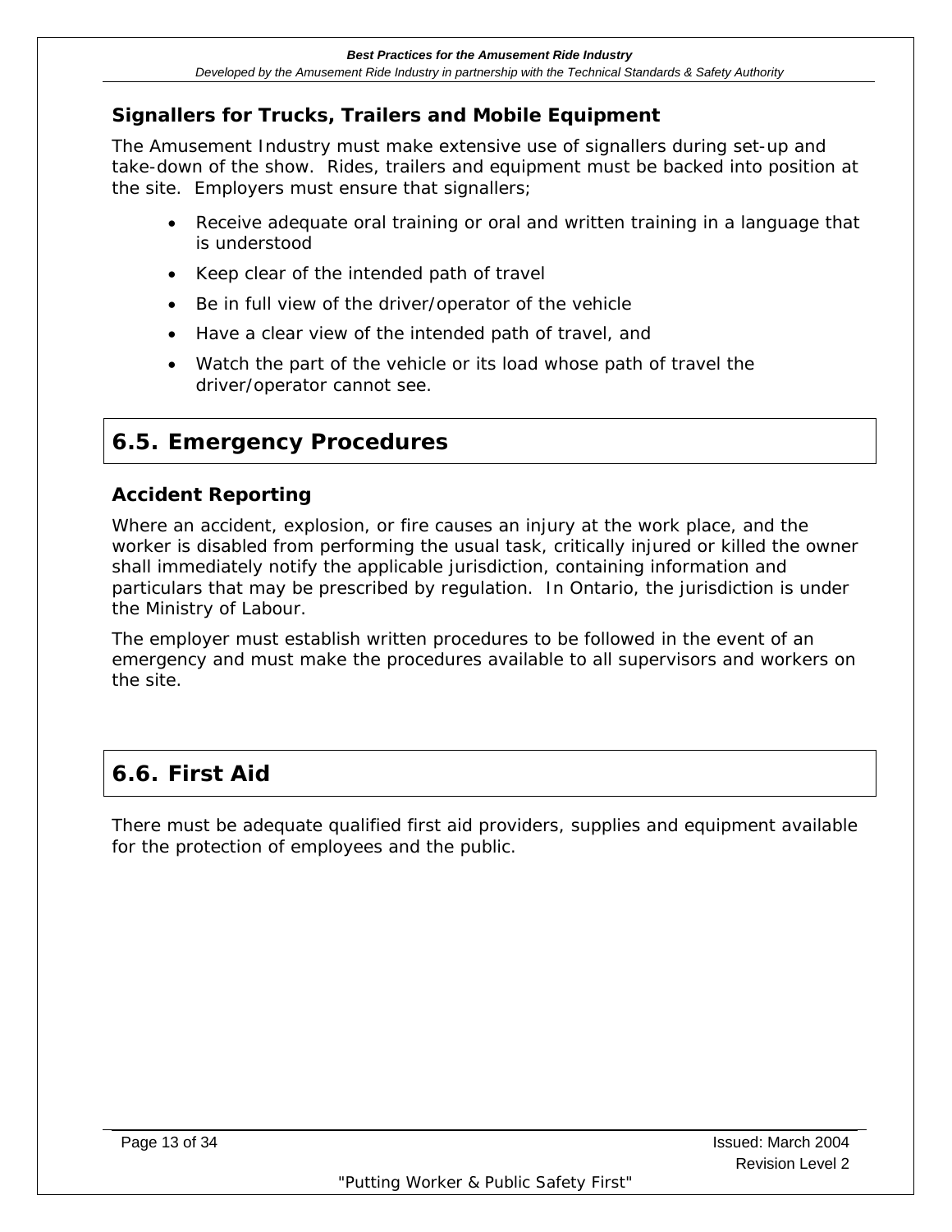### Signallers for Trucks, Trailers and Mobile Equipment

The Amusement Industry must make extensive use of signallers during set-up and take-down of the show. Rides, trailers and equipment must be backed into position at the site. Employers must ensure that signallers;

- Receive adequate oral training or oral and written training in a language that is understood
- Keep clear of the intended path of travel
- Be in full view of the driver/operator of the vehicle
- Have a clear view of the intended path of travel, and
- Watch the part of the vehicle or its load whose path of travel the driver/operator cannot see.

## 6.5. Emergency Procedures

### Accident Reporting

Where an accident, explosion, or fire causes an injury at the work place, and the worker is disabled from performing the usual task, critically injured or killed the owner shall immediately notify the applicable jurisdiction, containing information and particulars that may be prescribed by regulation. In Ontario, the jurisdiction is under the Ministry of Labour.

The employer must establish written procedures to be followed in the event of an emergency and must make the procedures available to all supervisors and workers on the site.

## 6.6. First Aid

There must be adequate qualified first aid providers, supplies and equipment available for the protection of employees and the public.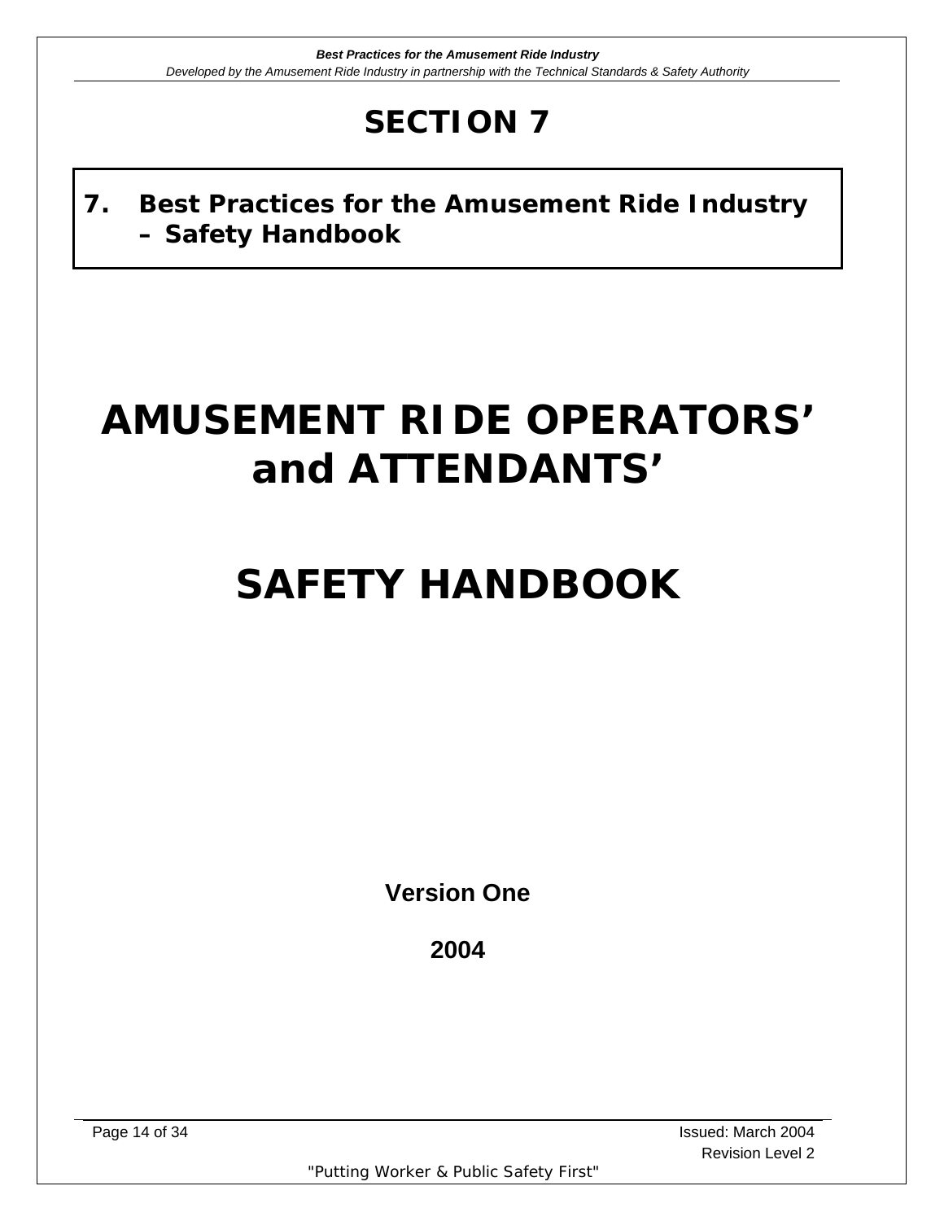# SECTION 7

## 7. Best Practices for the Amusement Ride Industry – Safety Handbook

# AMUSEMENT RIDE OPERATORS' and ATTENDANTS'

# SAFETY HANDBOOK

**Version One**

**2004**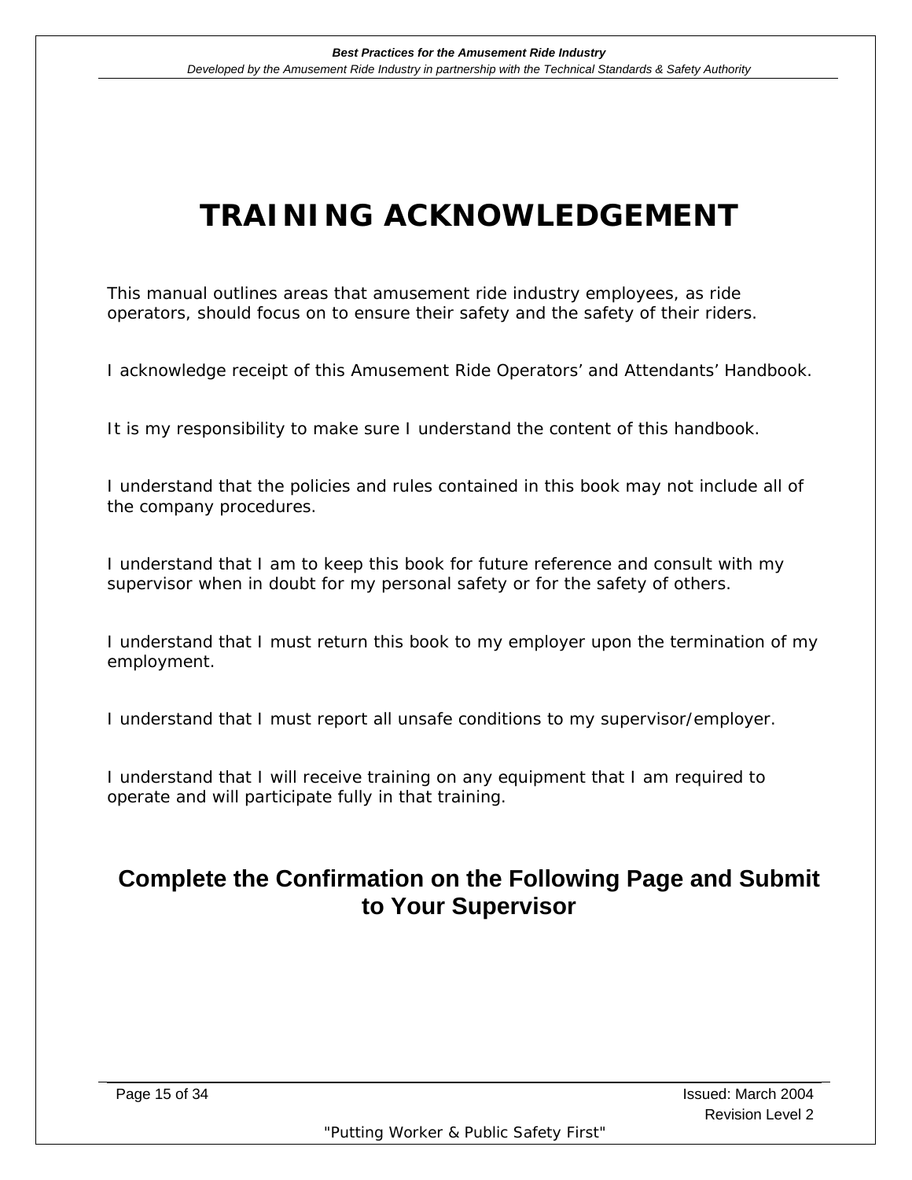# TRAINING ACKNOWLEDGEMENT

This manual outlines areas that amusement ride industry employees, as ride operators, should focus on to ensure their safety and the safety of their riders.

I acknowledge receipt of this Amusement Ride Operators' and Attendants' Handbook.

It is my responsibility to make sure I understand the content of this handbook.

I understand that the policies and rules contained in this book may not include all of the company procedures.

I understand that I am to keep this book for future reference and consult with my supervisor when in doubt for my personal safety or for the safety of others.

I understand that I must return this book to my employer upon the termination of my employment.

I understand that I must report all unsafe conditions to my supervisor/employer.

I understand that I will receive training on any equipment that I am required to operate and will participate fully in that training.

## Complete the Confirmation on the Following Page and Submit to Your Supervisor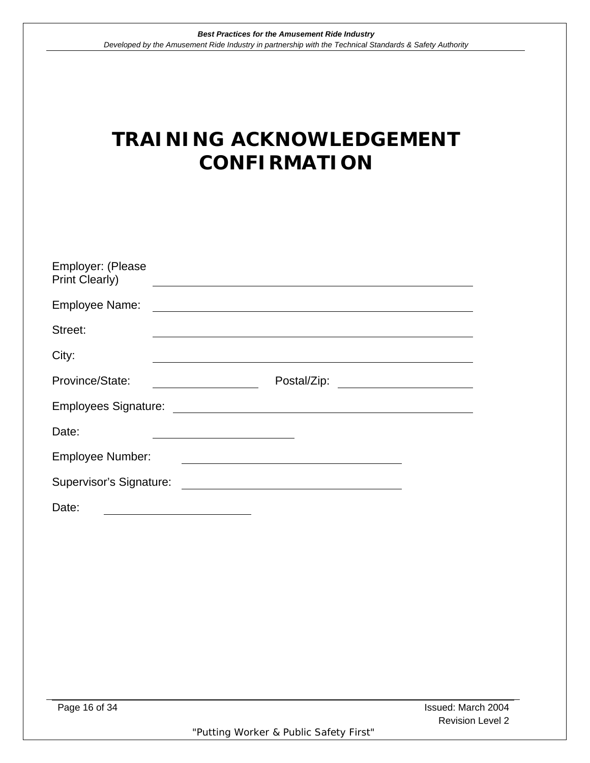# TRAINING ACKNOWLEDGEMENT CONFIRMATION

Employer: (Please Print Clearly) ______________________________

Employee Name: ______________________________

Street: ______________________________

City: ______________________________

Province/State: ______________ Postal/Zip: ______________

Employees Signature: ______________________________

Date: ______________

Employee Number: ______________________________

Supervisor's Signature: ______________________________

Date: ______________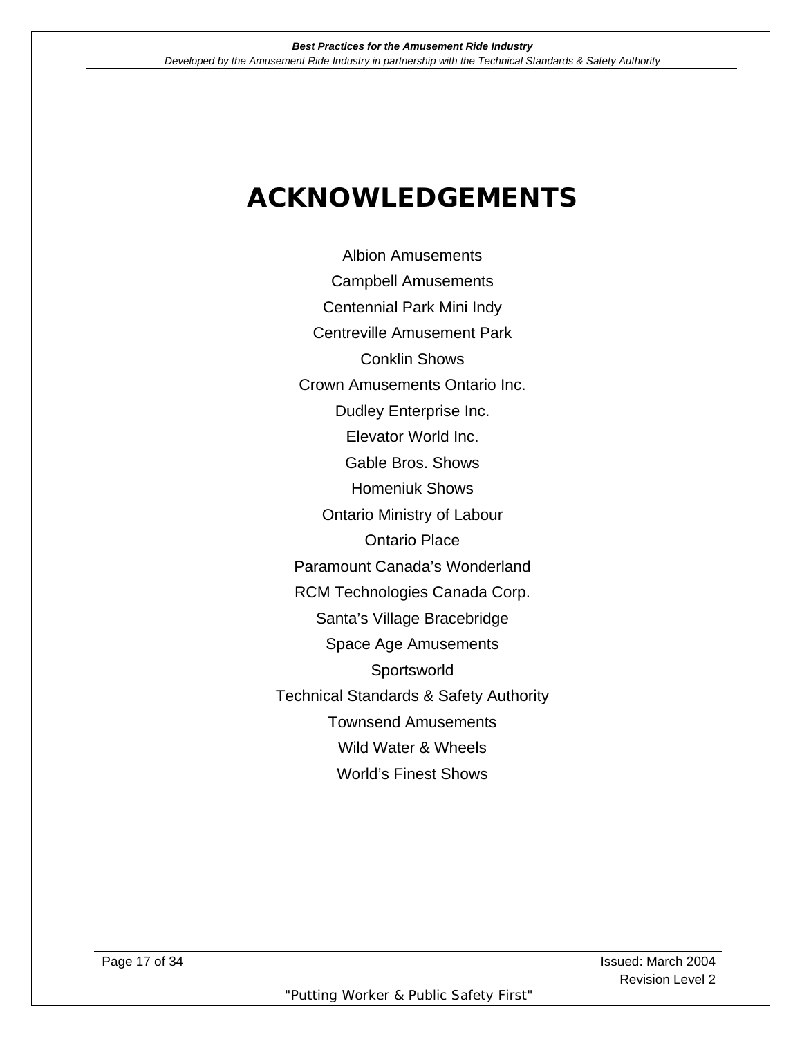# ACKNOWLEDGEMENTS

Albion Amusements

Campbell Amusements

Centennial Park Mini Indy

Centreville Amusement Park

Conklin Shows

Crown Amusements Ontario Inc.

Dudley Enterprise Inc.

Elevator World Inc.

Gable Bros. Shows

Homeniuk Shows

Ontario Ministry of Labour

Ontario Place

Paramount Canada's Wonderland

RCM Technologies Canada Corp.

Santa's Village Bracebridge

Space Age Amusements

Sportsworld

Technical Standards & Safety Authority

Townsend Amusements

Wild Water & Wheels

World's Finest Shows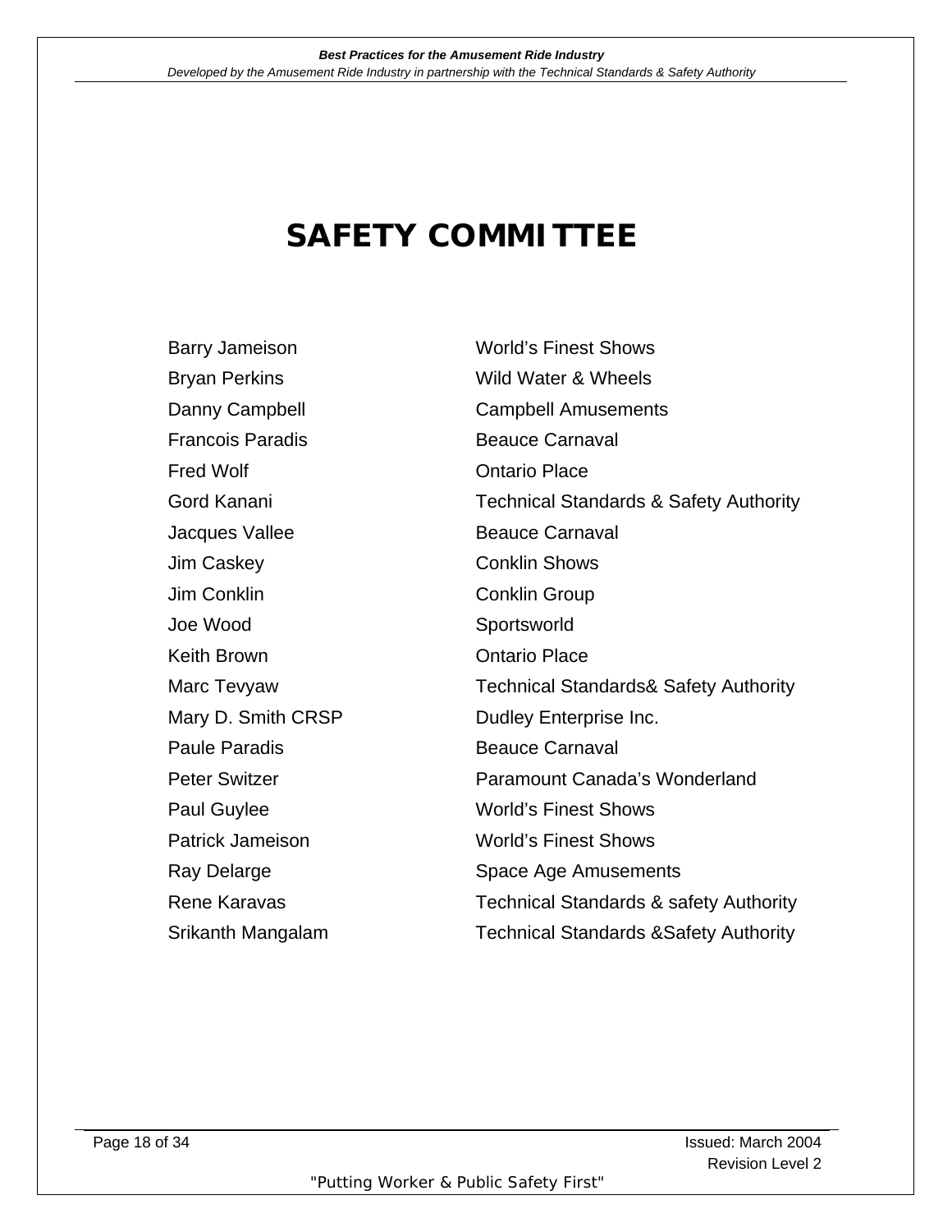# SAFETY COMMITTEE

| | |
|---|---|
| Barry Jameison | World's Finest Shows |
| Bryan Perkins | Wild Water & Wheels |
| Danny Campbell | Campbell Amusements |
| Francois Paradis | Beauce Carnaval |
| Fred Wolf | Ontario Place |
| Gord Kanani | Technical Standards & Safety Authority |
| Jacques Vallee | Beauce Carnaval |
| Jim Caskey | Conklin Shows |
| Jim Conklin | Conklin Group |
| Joe Wood | Sportsworld |
| Keith Brown | Ontario Place |
| Marc Tevyaw | Technical Standards& Safety Authority |
| Mary D. Smith CRSP | Dudley Enterprise Inc. |
| Paule Paradis | Beauce Carnaval |
| Peter Switzer | Paramount Canada's Wonderland |
| Paul Guylee | World's Finest Shows |
| Patrick Jameison | World's Finest Shows |
| Ray Delarge | Space Age Amusements |
| Rene Karavas | Technical Standards & safety Authority |
| Srikanth Mangalam | Technical Standards &Safety Authority |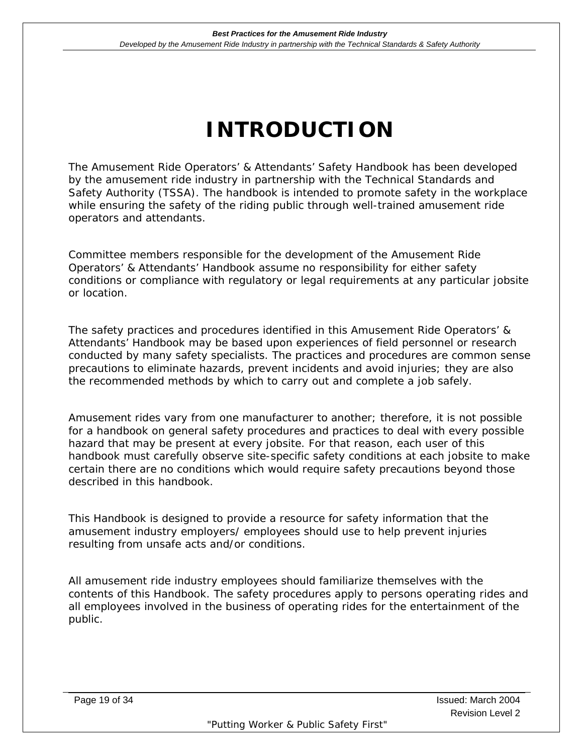# INTRODUCTION

The Amusement Ride Operators' & Attendants' Safety Handbook has been developed by the amusement ride industry in partnership with the Technical Standards and Safety Authority (TSSA). The handbook is intended to promote safety in the workplace while ensuring the safety of the riding public through well-trained amusement ride operators and attendants.

Committee members responsible for the development of the Amusement Ride Operators' & Attendants' Handbook assume no responsibility for either safety conditions or compliance with regulatory or legal requirements at any particular jobsite or location.

The safety practices and procedures identified in this Amusement Ride Operators' & Attendants' Handbook may be based upon experiences of field personnel or research conducted by many safety specialists. The practices and procedures are common sense precautions to eliminate hazards, prevent incidents and avoid injuries; they are also the recommended methods by which to carry out and complete a job safely.

Amusement rides vary from one manufacturer to another; therefore, it is not possible for a handbook on general safety procedures and practices to deal with every possible hazard that may be present at every jobsite. For that reason, each user of this handbook must carefully observe site-specific safety conditions at each jobsite to make certain there are no conditions which would require safety precautions beyond those described in this handbook.

This Handbook is designed to provide a resource for safety information that the amusement industry employers/ employees should use to help prevent injuries resulting from unsafe acts and/or conditions.

All amusement ride industry employees should familiarize themselves with the contents of this Handbook. The safety procedures apply to persons operating rides and all employees involved in the business of operating rides for the entertainment of the public.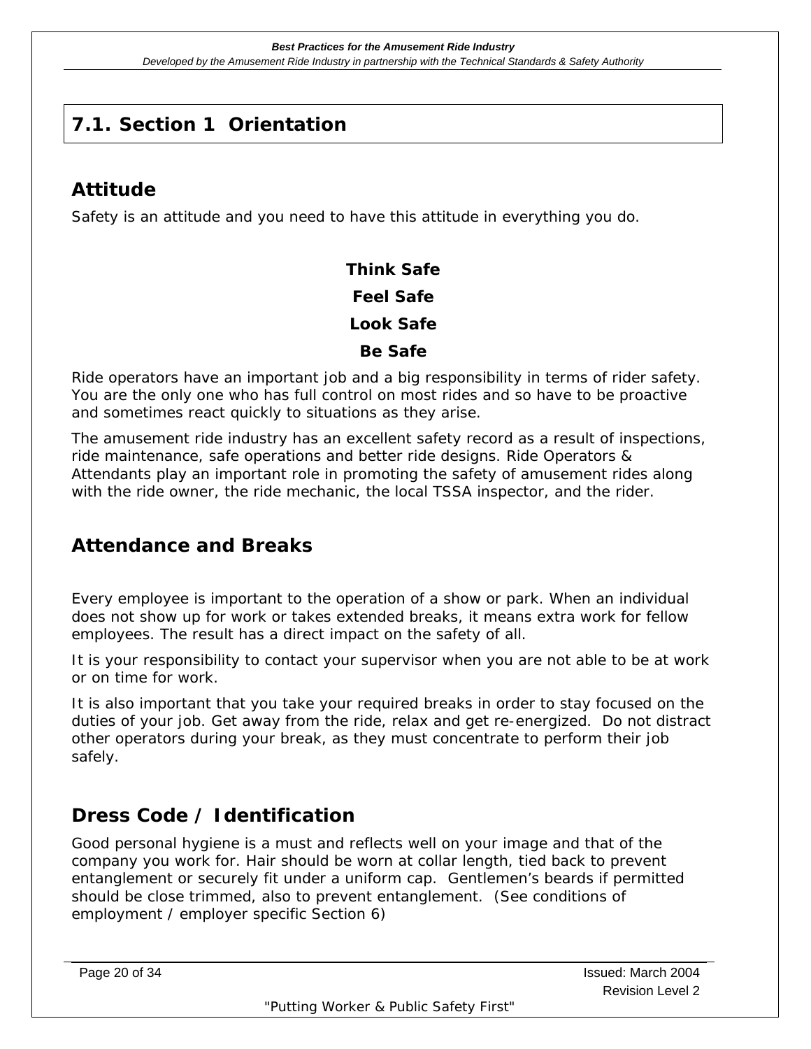## 7.1. Section 1 Orientation

### Attitude

Safety is an attitude and you need to have this attitude in everything you do.

**Think Safe**

**Feel Safe**

**Look Safe**

**Be Safe**

Ride operators have an important job and a big responsibility in terms of rider safety. You are the only one who has full control on most rides and so have to be proactive and sometimes react quickly to situations as they arise.

The amusement ride industry has an excellent safety record as a result of inspections, ride maintenance, safe operations and better ride designs. Ride Operators & Attendants play an important role in promoting the safety of amusement rides along with the ride owner, the ride mechanic, the local TSSA inspector, and the rider.

### Attendance and Breaks

Every employee is important to the operation of a show or park. When an individual does not show up for work or takes extended breaks, it means extra work for fellow employees. The result has a direct impact on the safety of all.

It is your responsibility to contact your supervisor when you are not able to be at work or on time for work.

It is also important that you take your required breaks in order to stay focused on the duties of your job. Get away from the ride, relax and get re-energized. Do not distract other operators during your break, as they must concentrate to perform their job safely.

### Dress Code / Identification

Good personal hygiene is a must and reflects well on your image and that of the company you work for. Hair should be worn at collar length, tied back to prevent entanglement or securely fit under a uniform cap. Gentlemen's beards if permitted should be close trimmed, also to prevent entanglement. (See conditions of employment / employer specific Section 6)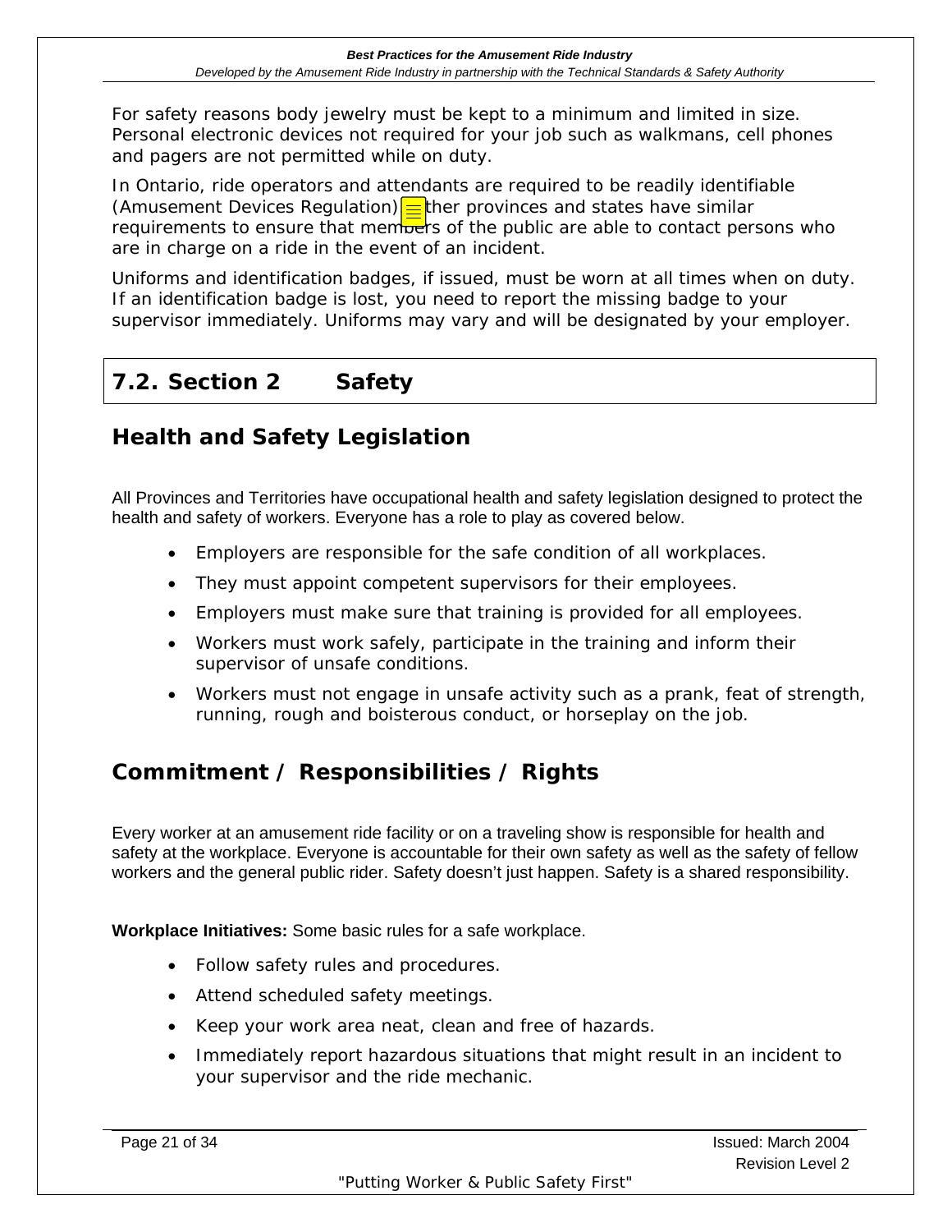For safety reasons body jewelry must be kept to a minimum and limited in size. Personal electronic devices not required for your job such as walkmans, cell phones and pagers are not permitted while on duty.

In Ontario, ride operators and attendants are required to be readily identifiable (Amusement Devices Regulation). Other provinces and states have similar requirements to ensure that members of the public are able to contact persons who are in charge on a ride in the event of an incident.

Uniforms and identification badges, if issued, must be worn at all times when on duty. If an identification badge is lost, you need to report the missing badge to your supervisor immediately. Uniforms may vary and will be designated by your employer.

## 7.2. Section 2 Safety

### Health and Safety Legislation

All Provinces and Territories have occupational health and safety legislation designed to protect the health and safety of workers. Everyone has a role to play as covered below.

- Employers are responsible for the safe condition of all workplaces.
- They must appoint competent supervisors for their employees.
- Employers must make sure that training is provided for all employees.
- Workers must work safely, participate in the training and inform their supervisor of unsafe conditions.
- Workers must not engage in unsafe activity such as a prank, feat of strength, running, rough and boisterous conduct, or horseplay on the job.

### Commitment / Responsibilities / Rights

Every worker at an amusement ride facility or on a traveling show is responsible for health and safety at the workplace. Everyone is accountable for their own safety as well as the safety of fellow workers and the general public rider. Safety doesn't just happen. Safety is a shared responsibility.

**Workplace Initiatives:** Some basic rules for a safe workplace.

- Follow safety rules and procedures.
- Attend scheduled safety meetings.
- Keep your work area neat, clean and free of hazards.
- Immediately report hazardous situations that might result in an incident to your supervisor and the ride mechanic.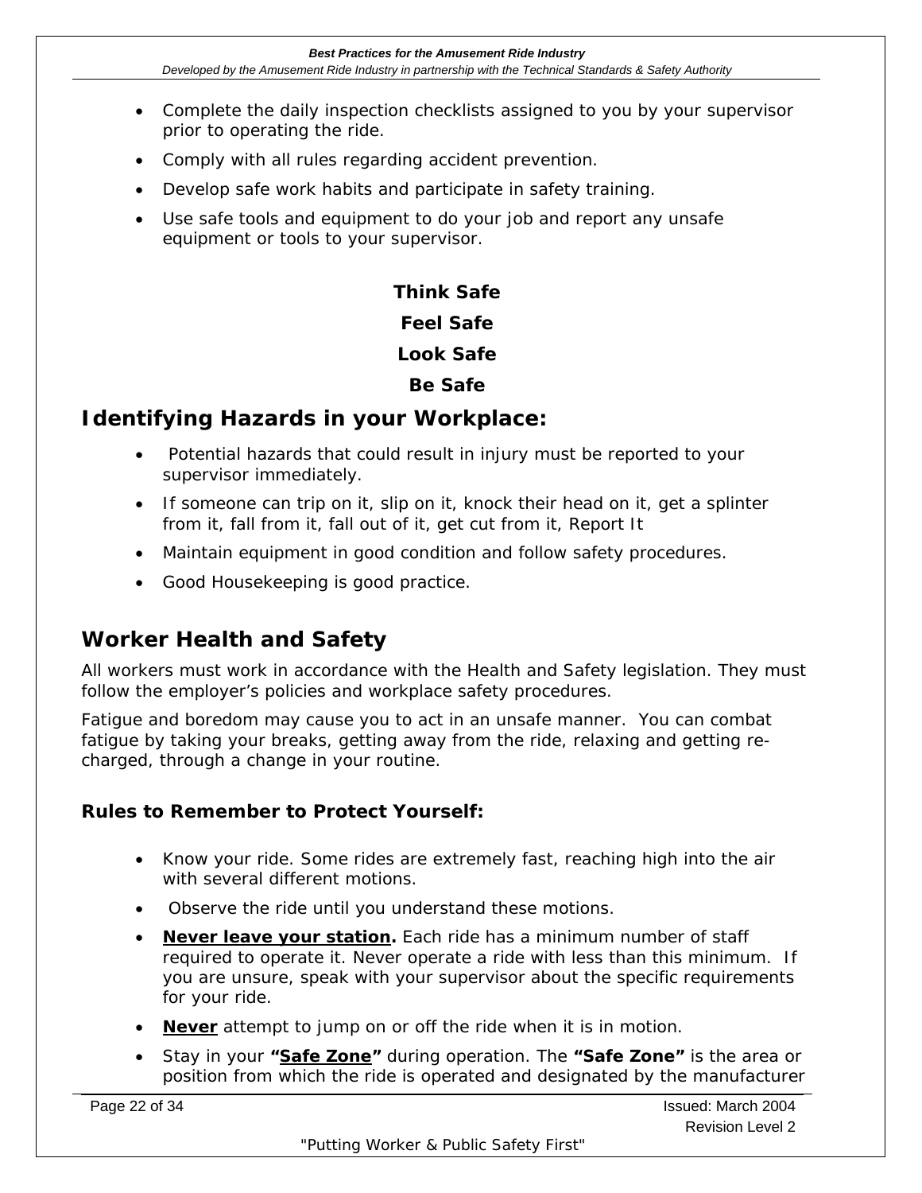- Complete the daily inspection checklists assigned to you by your supervisor prior to operating the ride.
- Comply with all rules regarding accident prevention.
- Develop safe work habits and participate in safety training.
- Use safe tools and equipment to do your job and report any unsafe equipment or tools to your supervisor.

**Think Safe**

**Feel Safe**

**Look Safe**

**Be Safe**

## Identifying Hazards in your Workplace:

- Potential hazards that could result in injury must be reported to your supervisor immediately.
- If someone can trip on it, slip on it, knock their head on it, get a splinter from it, fall from it, fall out of it, get cut from it, Report It
- Maintain equipment in good condition and follow safety procedures.
- Good Housekeeping is good practice.

## Worker Health and Safety

All workers must work in accordance with the Health and Safety legislation. They must follow the employer's policies and workplace safety procedures.

Fatigue and boredom may cause you to act in an unsafe manner. You can combat fatigue by taking your breaks, getting away from the ride, relaxing and getting re-charged, through a change in your routine.

### Rules to Remember to Protect Yourself:

- Know your ride. Some rides are extremely fast, reaching high into the air with several different motions.
- Observe the ride until you understand these motions.
- **Never leave your station.** Each ride has a minimum number of staff required to operate it. Never operate a ride with less than this minimum. If you are unsure, speak with your supervisor about the specific requirements for your ride.
- **Never** attempt to jump on or off the ride when it is in motion.
- Stay in your **"Safe Zone"** during operation. The **"Safe Zone"** is the area or position from which the ride is operated and designated by the manufacturer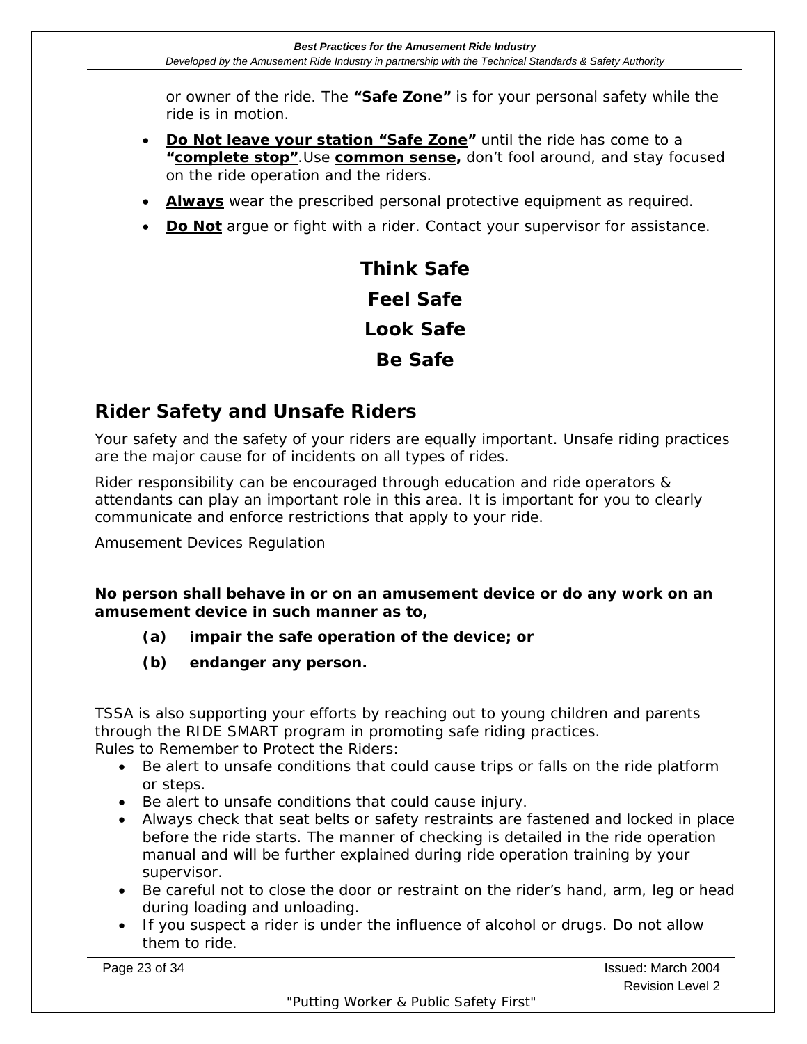or owner of the ride. The **"Safe Zone"** is for your personal safety while the ride is in motion.

- **Do Not leave your station "Safe Zone"** until the ride has come to a **"complete stop"**.Use **common sense,** don't fool around, and stay focused on the ride operation and the riders.
- **Always** wear the prescribed personal protective equipment as required.
- **Do Not** argue or fight with a rider. Contact your supervisor for assistance.

**Think Safe**

**Feel Safe**

**Look Safe**

**Be Safe**

## Rider Safety and Unsafe Riders

Your safety and the safety of your riders are equally important. Unsafe riding practices are the major cause for of incidents on all types of rides.

Rider responsibility can be encouraged through education and ride operators & attendants can play an important role in this area. It is important for you to clearly communicate and enforce restrictions that apply to your ride.

Amusement Devices Regulation

**No person shall behave in or on an amusement device or do any work on an amusement device in such manner as to,**

**(a) impair the safe operation of the device; or**

**(b) endanger any person.**

TSSA is also supporting your efforts by reaching out to young children and parents through the RIDE SMART program in promoting safe riding practices.
Rules to Remember to Protect the Riders:

- Be alert to unsafe conditions that could cause trips or falls on the ride platform or steps.
- Be alert to unsafe conditions that could cause injury.
- Always check that seat belts or safety restraints are fastened and locked in place before the ride starts. The manner of checking is detailed in the ride operation manual and will be further explained during ride operation training by your supervisor.
- Be careful not to close the door or restraint on the rider's hand, arm, leg or head during loading and unloading.
- If you suspect a rider is under the influence of alcohol or drugs. Do not allow them to ride.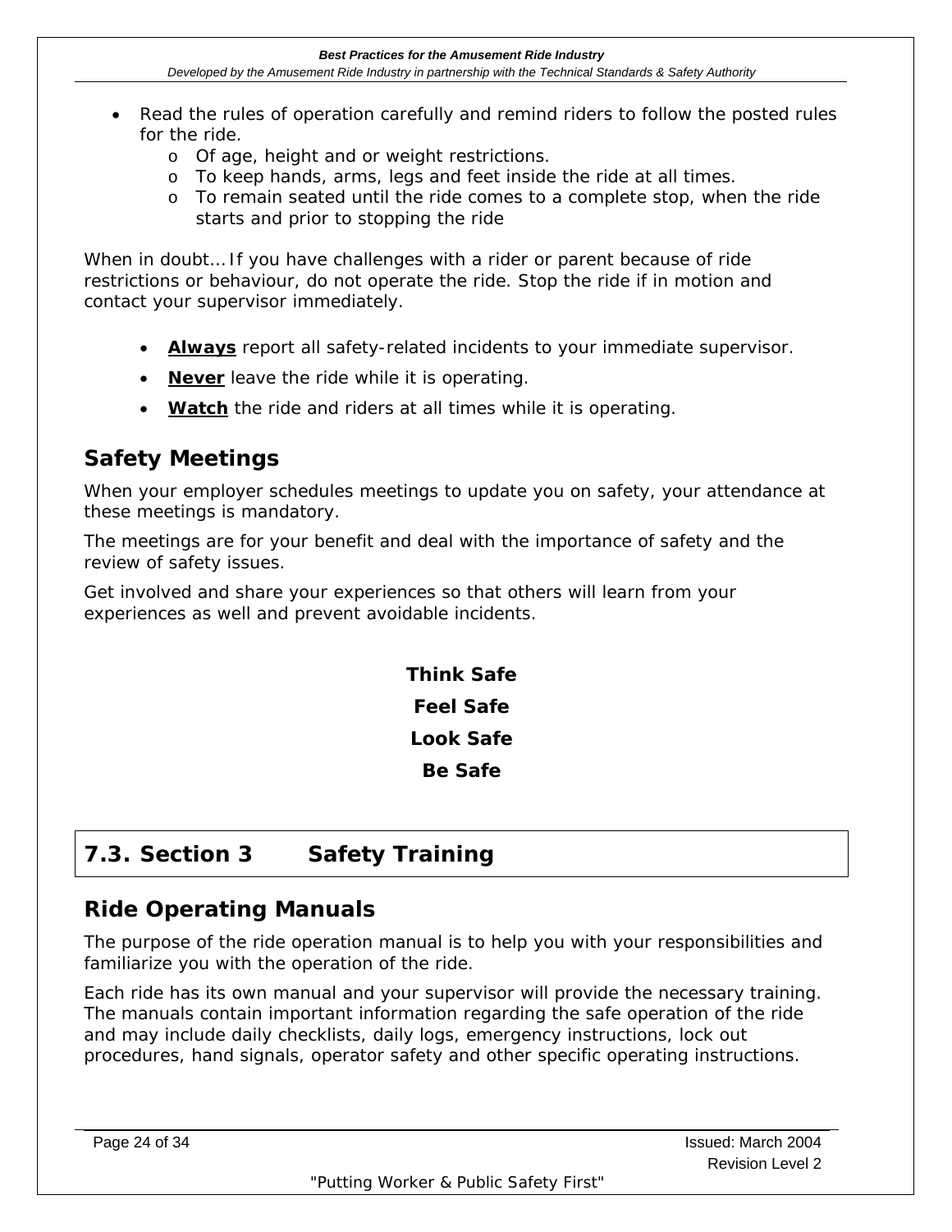- Read the rules of operation carefully and remind riders to follow the posted rules for the ride.
    - Of age, height and or weight restrictions.
    - To keep hands, arms, legs and feet inside the ride at all times.
    - To remain seated until the ride comes to a complete stop, when the ride starts and prior to stopping the ride

When in doubt… If you have challenges with a rider or parent because of ride restrictions or behaviour, do not operate the ride. Stop the ride if in motion and contact your supervisor immediately.

- **<u>Always</u>** report all safety-related incidents to your immediate supervisor.
- **<u>Never</u>** leave the ride while it is operating.
- **<u>Watch</u>** the ride and riders at all times while it is operating.

## Safety Meetings

When your employer schedules meetings to update you on safety, your attendance at these meetings is mandatory.

The meetings are for your benefit and deal with the importance of safety and the review of safety issues.

Get involved and share your experiences so that others will learn from your experiences as well and prevent avoidable incidents.

**Think Safe**

**Feel Safe**

**Look Safe**

**Be Safe**

# 7.3. Section 3 Safety Training

## Ride Operating Manuals

The purpose of the ride operation manual is to help you with your responsibilities and familiarize you with the operation of the ride.

Each ride has its own manual and your supervisor will provide the necessary training. The manuals contain important information regarding the safe operation of the ride and may include daily checklists, daily logs, emergency instructions, lock out procedures, hand signals, operator safety and other specific operating instructions.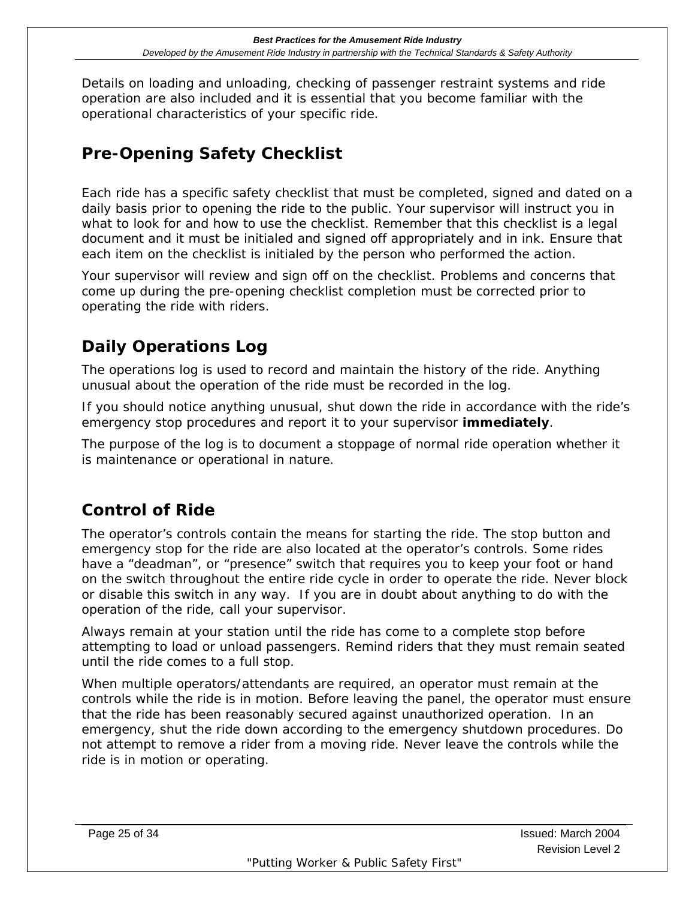Details on loading and unloading, checking of passenger restraint systems and ride operation are also included and it is essential that you become familiar with the operational characteristics of your specific ride.

## Pre-Opening Safety Checklist

Each ride has a specific safety checklist that must be completed, signed and dated on a daily basis prior to opening the ride to the public. Your supervisor will instruct you in what to look for and how to use the checklist. Remember that this checklist is a legal document and it must be initialed and signed off appropriately and in ink. Ensure that each item on the checklist is initialed by the person who performed the action.

Your supervisor will review and sign off on the checklist. Problems and concerns that come up during the pre-opening checklist completion must be corrected prior to operating the ride with riders.

## Daily Operations Log

The operations log is used to record and maintain the history of the ride. Anything unusual about the operation of the ride must be recorded in the log.

If you should notice anything unusual, shut down the ride in accordance with the ride's emergency stop procedures and report it to your supervisor **immediately**.

The purpose of the log is to document a stoppage of normal ride operation whether it is maintenance or operational in nature.

## Control of Ride

The operator's controls contain the means for starting the ride. The stop button and emergency stop for the ride are also located at the operator's controls. Some rides have a "deadman", or "presence" switch that requires you to keep your foot or hand on the switch throughout the entire ride cycle in order to operate the ride. Never block or disable this switch in any way. If you are in doubt about anything to do with the operation of the ride, call your supervisor.

Always remain at your station until the ride has come to a complete stop before attempting to load or unload passengers. Remind riders that they must remain seated until the ride comes to a full stop.

When multiple operators/attendants are required, an operator must remain at the controls while the ride is in motion. Before leaving the panel, the operator must ensure that the ride has been reasonably secured against unauthorized operation. In an emergency, shut the ride down according to the emergency shutdown procedures. Do not attempt to remove a rider from a moving ride. Never leave the controls while the ride is in motion or operating.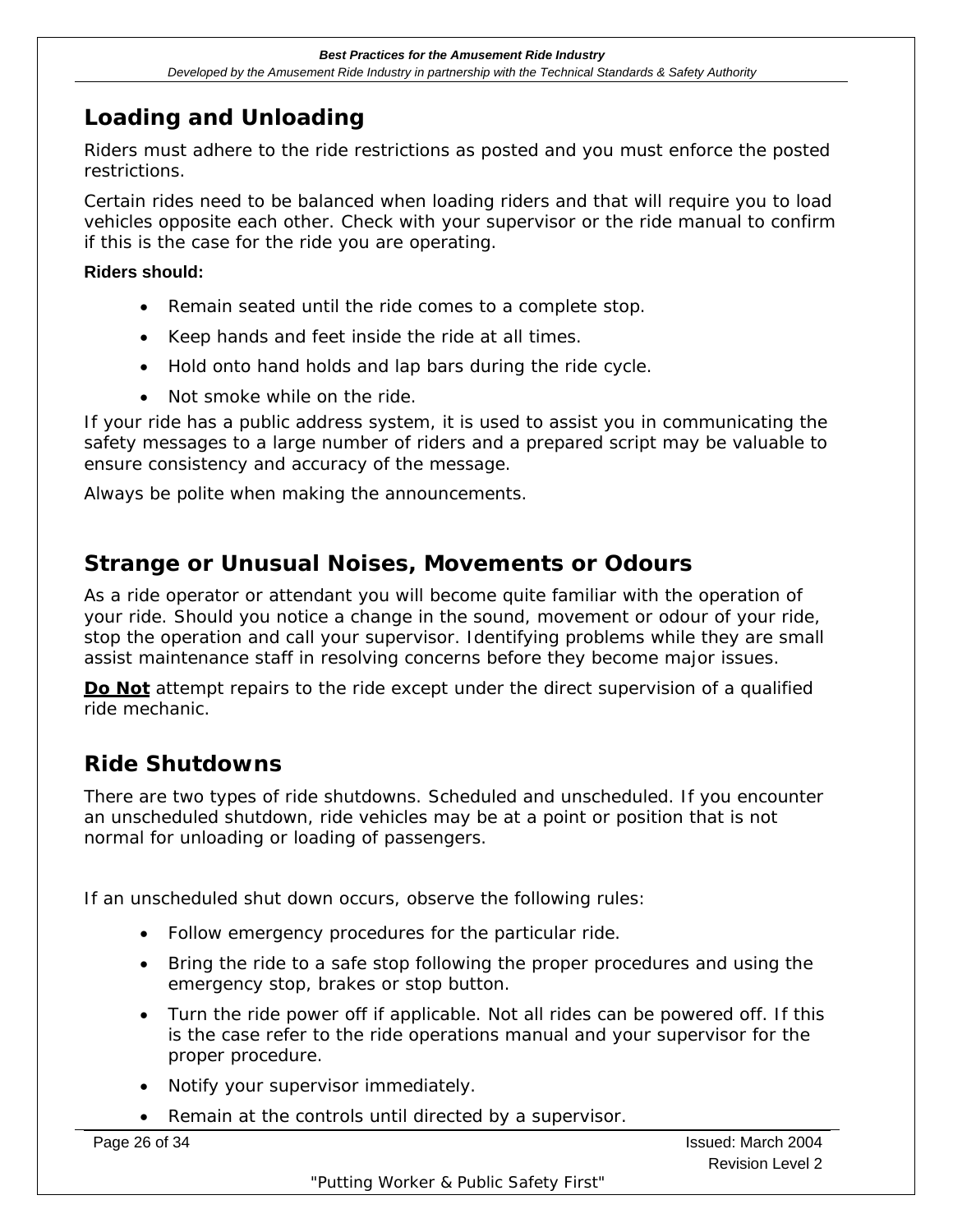## Loading and Unloading

Riders must adhere to the ride restrictions as posted and you must enforce the posted restrictions.

Certain rides need to be balanced when loading riders and that will require you to load vehicles opposite each other. Check with your supervisor or the ride manual to confirm if this is the case for the ride you are operating.

**Riders should:**

- Remain seated until the ride comes to a complete stop.
- Keep hands and feet inside the ride at all times.
- Hold onto hand holds and lap bars during the ride cycle.
- Not smoke while on the ride.

If your ride has a public address system, it is used to assist you in communicating the safety messages to a large number of riders and a prepared script may be valuable to ensure consistency and accuracy of the message.

Always be polite when making the announcements.

## Strange or Unusual Noises, Movements or Odours

As a ride operator or attendant you will become quite familiar with the operation of your ride. Should you notice a change in the sound, movement or odour of your ride, stop the operation and call your supervisor. Identifying problems while they are small assist maintenance staff in resolving concerns before they become major issues.

**Do Not** attempt repairs to the ride except under the direct supervision of a qualified ride mechanic.

## Ride Shutdowns

There are two types of ride shutdowns. Scheduled and unscheduled. If you encounter an unscheduled shutdown, ride vehicles may be at a point or position that is not normal for unloading or loading of passengers.

If an unscheduled shut down occurs, observe the following rules:

- Follow emergency procedures for the particular ride.
- Bring the ride to a safe stop following the proper procedures and using the emergency stop, brakes or stop button.
- Turn the ride power off if applicable. Not all rides can be powered off. If this is the case refer to the ride operations manual and your supervisor for the proper procedure.
- Notify your supervisor immediately.
- Remain at the controls until directed by a supervisor.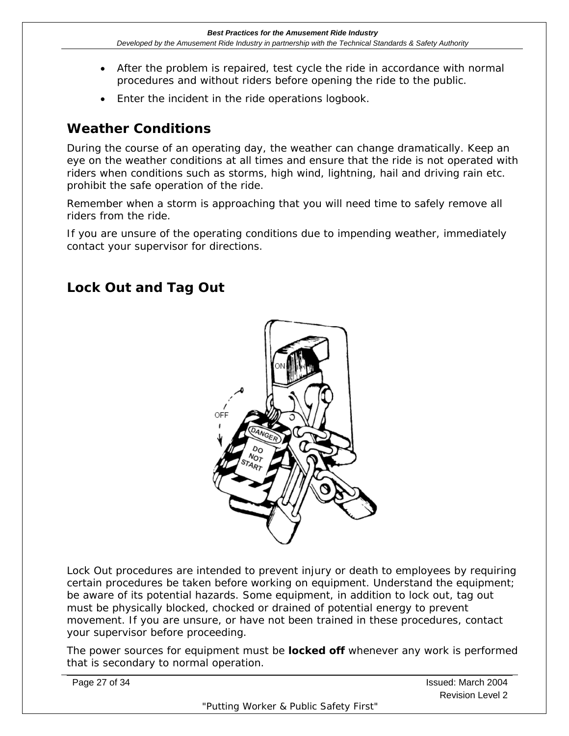- After the problem is repaired, test cycle the ride in accordance with normal procedures and without riders before opening the ride to the public.
- Enter the incident in the ride operations logbook.

## Weather Conditions

During the course of an operating day, the weather can change dramatically. Keep an eye on the weather conditions at all times and ensure that the ride is not operated with riders when conditions such as storms, high wind, lightning, hail and driving rain etc. prohibit the safe operation of the ride.

Remember when a storm is approaching that you will need time to safely remove all riders from the ride.

If you are unsure of the operating conditions due to impending weather, immediately contact your supervisor for directions.

## Lock Out and Tag Out

Lock Out procedures are intended to prevent injury or death to employees by requiring certain procedures be taken before working on equipment. Understand the equipment; be aware of its potential hazards. Some equipment, in addition to lock out, tag out must be physically blocked, chocked or drained of potential energy to prevent movement. If you are unsure, or have not been trained in these procedures, contact your supervisor before proceeding.

The power sources for equipment must be **locked off** whenever any work is performed that is secondary to normal operation.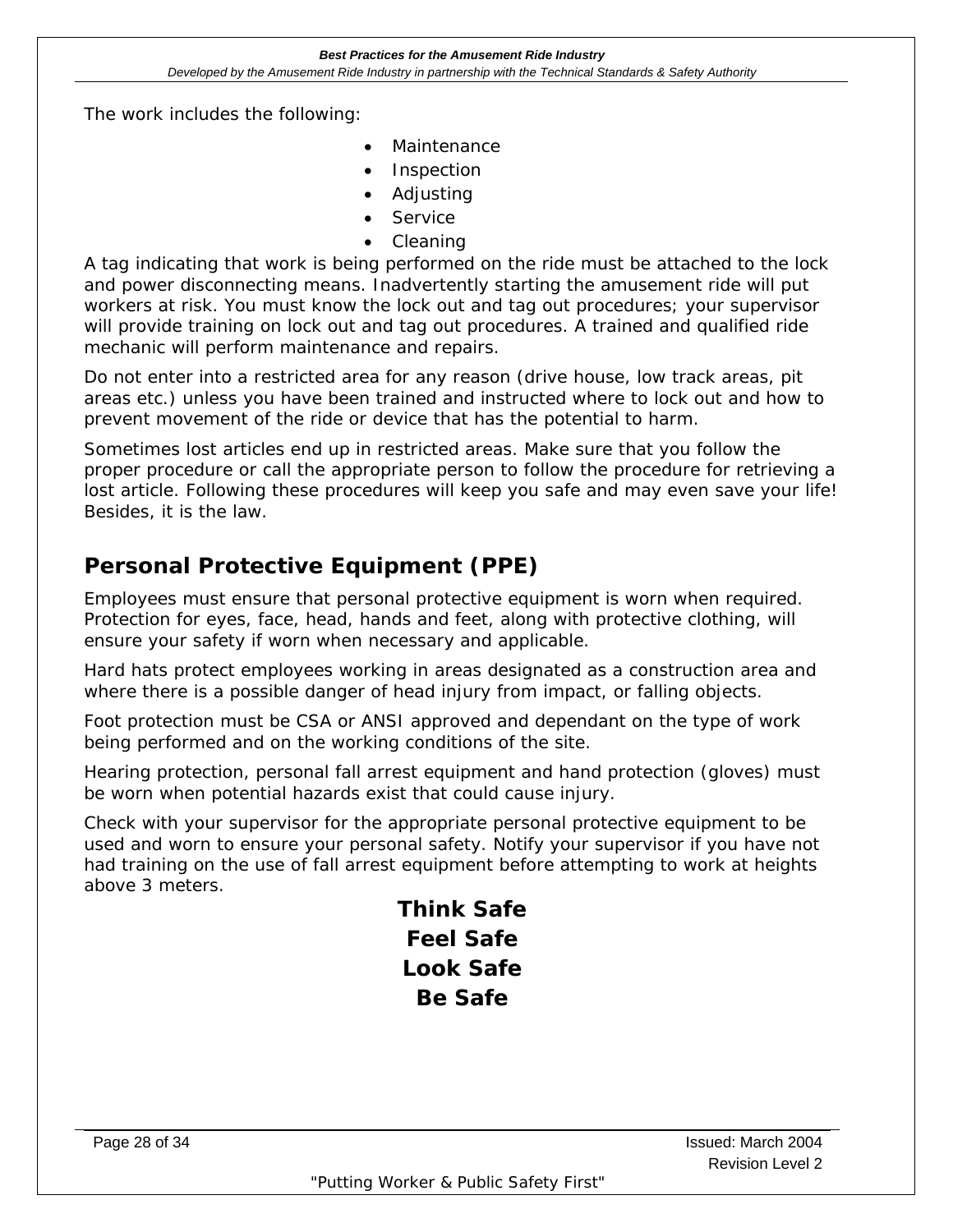The work includes the following:

- Maintenance
- Inspection
- Adjusting
- Service
- Cleaning

A tag indicating that work is being performed on the ride must be attached to the lock and power disconnecting means. Inadvertently starting the amusement ride will put workers at risk. You must know the lock out and tag out procedures; your supervisor will provide training on lock out and tag out procedures. A trained and qualified ride mechanic will perform maintenance and repairs.

Do not enter into a restricted area for any reason (drive house, low track areas, pit areas etc.) unless you have been trained and instructed where to lock out and how to prevent movement of the ride or device that has the potential to harm.

Sometimes lost articles end up in restricted areas. Make sure that you follow the proper procedure or call the appropriate person to follow the procedure for retrieving a lost article. Following these procedures will keep you safe and may even save your life! Besides, it is the law.

## Personal Protective Equipment (PPE)

Employees must ensure that personal protective equipment is worn when required. Protection for eyes, face, head, hands and feet, along with protective clothing, will ensure your safety if worn when necessary and applicable.

Hard hats protect employees working in areas designated as a construction area and where there is a possible danger of head injury from impact, or falling objects.

Foot protection must be CSA or ANSI approved and dependant on the type of work being performed and on the working conditions of the site.

Hearing protection, personal fall arrest equipment and hand protection (gloves) must be worn when potential hazards exist that could cause injury.

Check with your supervisor for the appropriate personal protective equipment to be used and worn to ensure your personal safety. Notify your supervisor if you have not had training on the use of fall arrest equipment before attempting to work at heights above 3 meters.

**Think Safe**
**Feel Safe**
**Look Safe**
**Be Safe**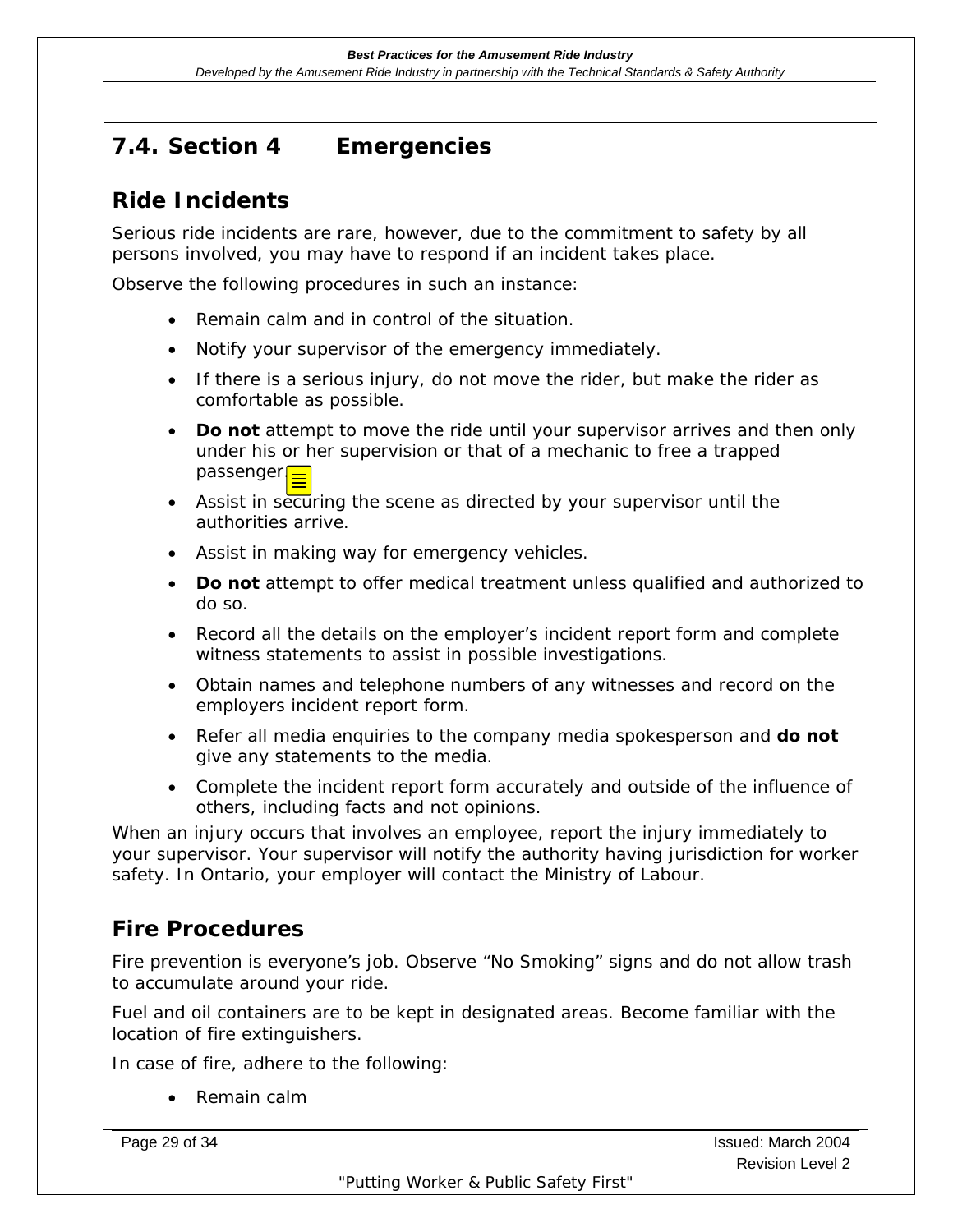## 7.4. Section 4 Emergencies

### Ride Incidents

Serious ride incidents are rare, however, due to the commitment to safety by all persons involved, you may have to respond if an incident takes place.

Observe the following procedures in such an instance:

- Remain calm and in control of the situation.
- Notify your supervisor of the emergency immediately.
- If there is a serious injury, do not move the rider, but make the rider as comfortable as possible.
- **Do not** attempt to move the ride until your supervisor arrives and then only under his or her supervision or that of a mechanic to free a trapped passenger.
- Assist in securing the scene as directed by your supervisor until the authorities arrive.
- Assist in making way for emergency vehicles.
- **Do not** attempt to offer medical treatment unless qualified and authorized to do so.
- Record all the details on the employer's incident report form and complete witness statements to assist in possible investigations.
- Obtain names and telephone numbers of any witnesses and record on the employers incident report form.
- Refer all media enquiries to the company media spokesperson and **do not** give any statements to the media.
- Complete the incident report form accurately and outside of the influence of others, including facts and not opinions.

When an injury occurs that involves an employee, report the injury immediately to your supervisor. Your supervisor will notify the authority having jurisdiction for worker safety. In Ontario, your employer will contact the Ministry of Labour.

### Fire Procedures

Fire prevention is everyone's job. Observe "No Smoking" signs and do not allow trash to accumulate around your ride.

Fuel and oil containers are to be kept in designated areas. Become familiar with the location of fire extinguishers.

In case of fire, adhere to the following:

- Remain calm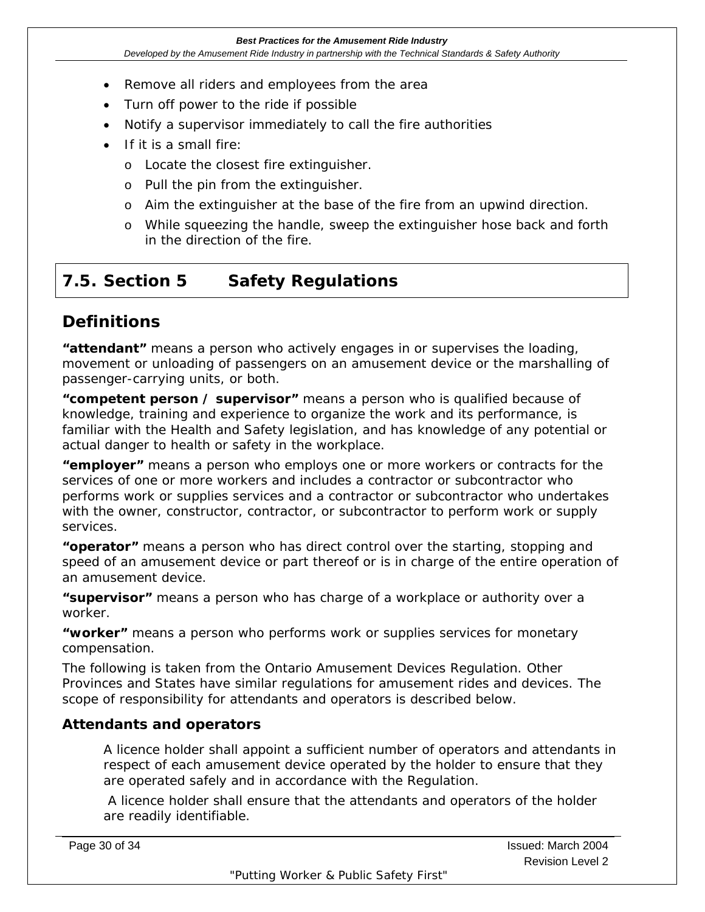- Remove all riders and employees from the area
- Turn off power to the ride if possible
- Notify a supervisor immediately to call the fire authorities
- If it is a small fire:
  - Locate the closest fire extinguisher.
  - Pull the pin from the extinguisher.
  - Aim the extinguisher at the base of the fire from an upwind direction.
  - While squeezing the handle, sweep the extinguisher hose back and forth in the direction of the fire.

## 7.5. Section 5 Safety Regulations

## Definitions

**"attendant"** means a person who actively engages in or supervises the loading, movement or unloading of passengers on an amusement device or the marshalling of passenger-carrying units, or both.

**"competent person / supervisor"** means a person who is qualified because of knowledge, training and experience to organize the work and its performance, is familiar with the Health and Safety legislation, and has knowledge of any potential or actual danger to health or safety in the workplace.

**"employer"** means a person who employs one or more workers or contracts for the services of one or more workers and includes a contractor or subcontractor who performs work or supplies services and a contractor or subcontractor who undertakes with the owner, constructor, contractor, or subcontractor to perform work or supply services.

**"operator"** means a person who has direct control over the starting, stopping and speed of an amusement device or part thereof or is in charge of the entire operation of an amusement device.

**"supervisor"** means a person who has charge of a workplace or authority over a worker.

**"worker"** means a person who performs work or supplies services for monetary compensation.

The following is taken from the Ontario Amusement Devices Regulation. Other Provinces and States have similar regulations for amusement rides and devices. The scope of responsibility for attendants and operators is described below.

### Attendants and operators

A licence holder shall appoint a sufficient number of operators and attendants in respect of each amusement device operated by the holder to ensure that they are operated safely and in accordance with the Regulation.

A licence holder shall ensure that the attendants and operators of the holder are readily identifiable.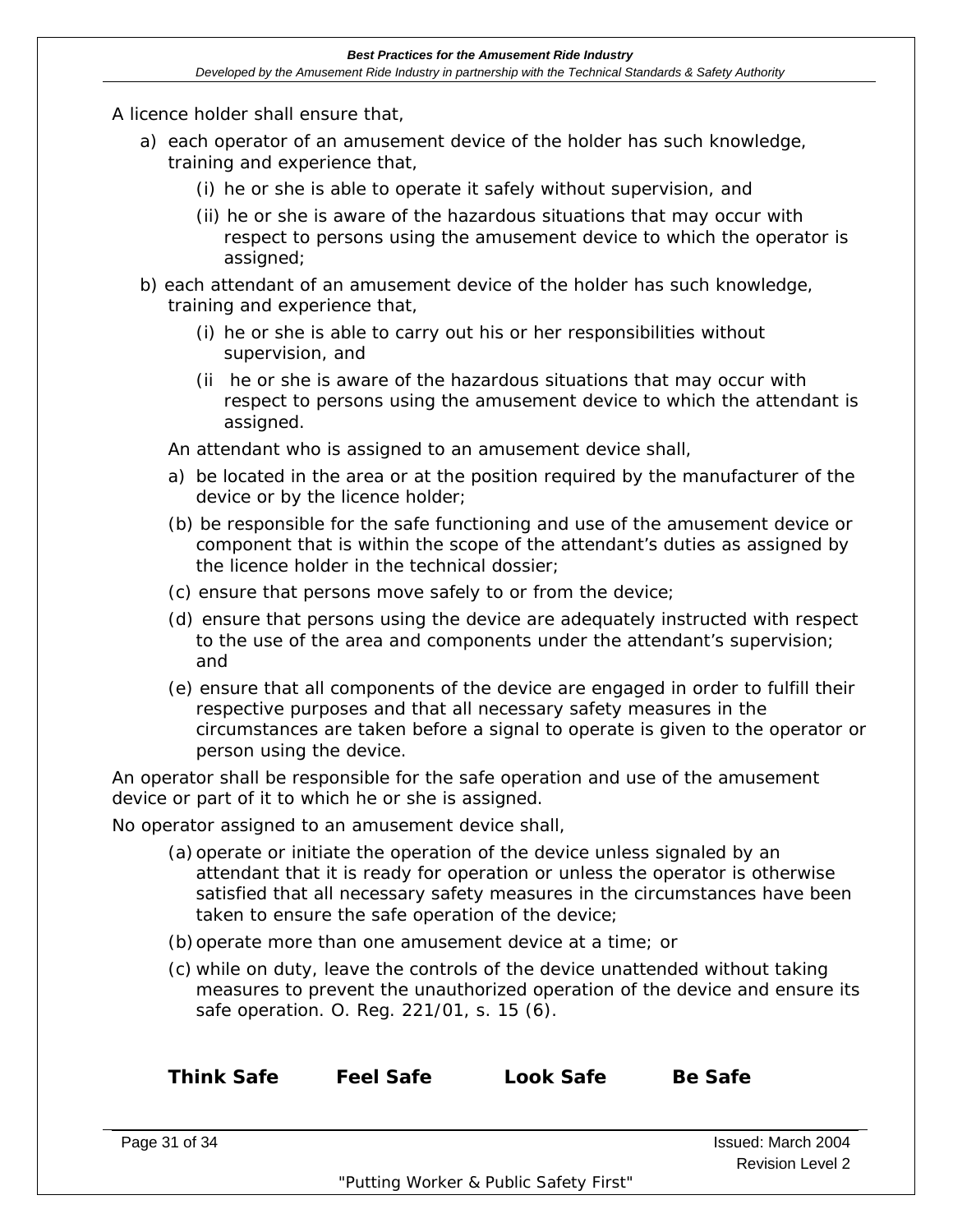A licence holder shall ensure that,

a) each operator of an amusement device of the holder has such knowledge, training and experience that,

    (i) he or she is able to operate it safely without supervision, and

    (ii) he or she is aware of the hazardous situations that may occur with respect to persons using the amusement device to which the operator is assigned;

b) each attendant of an amusement device of the holder has such knowledge, training and experience that,

    (i) he or she is able to carry out his or her responsibilities without supervision, and

    (ii he or she is aware of the hazardous situations that may occur with respect to persons using the amusement device to which the attendant is assigned.

An attendant who is assigned to an amusement device shall,

a) be located in the area or at the position required by the manufacturer of the device or by the licence holder;

(b) be responsible for the safe functioning and use of the amusement device or component that is within the scope of the attendant's duties as assigned by the licence holder in the technical dossier;

(c) ensure that persons move safely to or from the device;

(d) ensure that persons using the device are adequately instructed with respect to the use of the area and components under the attendant's supervision; and

(e) ensure that all components of the device are engaged in order to fulfill their respective purposes and that all necessary safety measures in the circumstances are taken before a signal to operate is given to the operator or person using the device.

An operator shall be responsible for the safe operation and use of the amusement device or part of it to which he or she is assigned.

No operator assigned to an amusement device shall,

(a) operate or initiate the operation of the device unless signaled by an attendant that it is ready for operation or unless the operator is otherwise satisfied that all necessary safety measures in the circumstances have been taken to ensure the safe operation of the device;

(b) operate more than one amusement device at a time; or

(c) while on duty, leave the controls of the device unattended without taking measures to prevent the unauthorized operation of the device and ensure its safe operation. O. Reg. 221/01, s. 15 (6).

**Think Safe Feel Safe Look Safe Be Safe**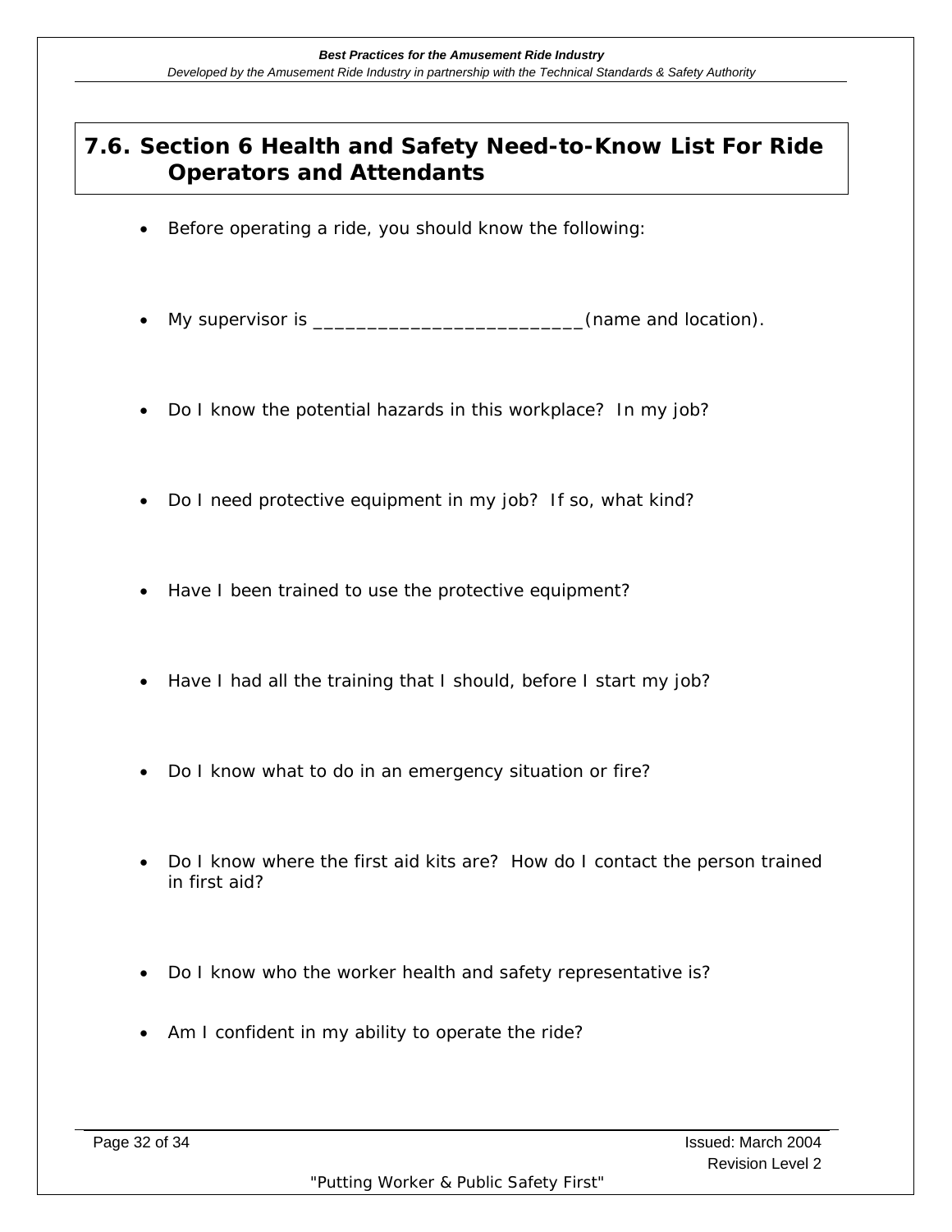## 7.6. Section 6 Health and Safety Need-to-Know List For Ride Operators and Attendants

- Before operating a ride, you should know the following:
- My supervisor is _________________________(name and location).
- Do I know the potential hazards in this workplace? In my job?
- Do I need protective equipment in my job? If so, what kind?
- Have I been trained to use the protective equipment?
- Have I had all the training that I should, before I start my job?
- Do I know what to do in an emergency situation or fire?
- Do I know where the first aid kits are? How do I contact the person trained in first aid?
- Do I know who the worker health and safety representative is?
- Am I confident in my ability to operate the ride?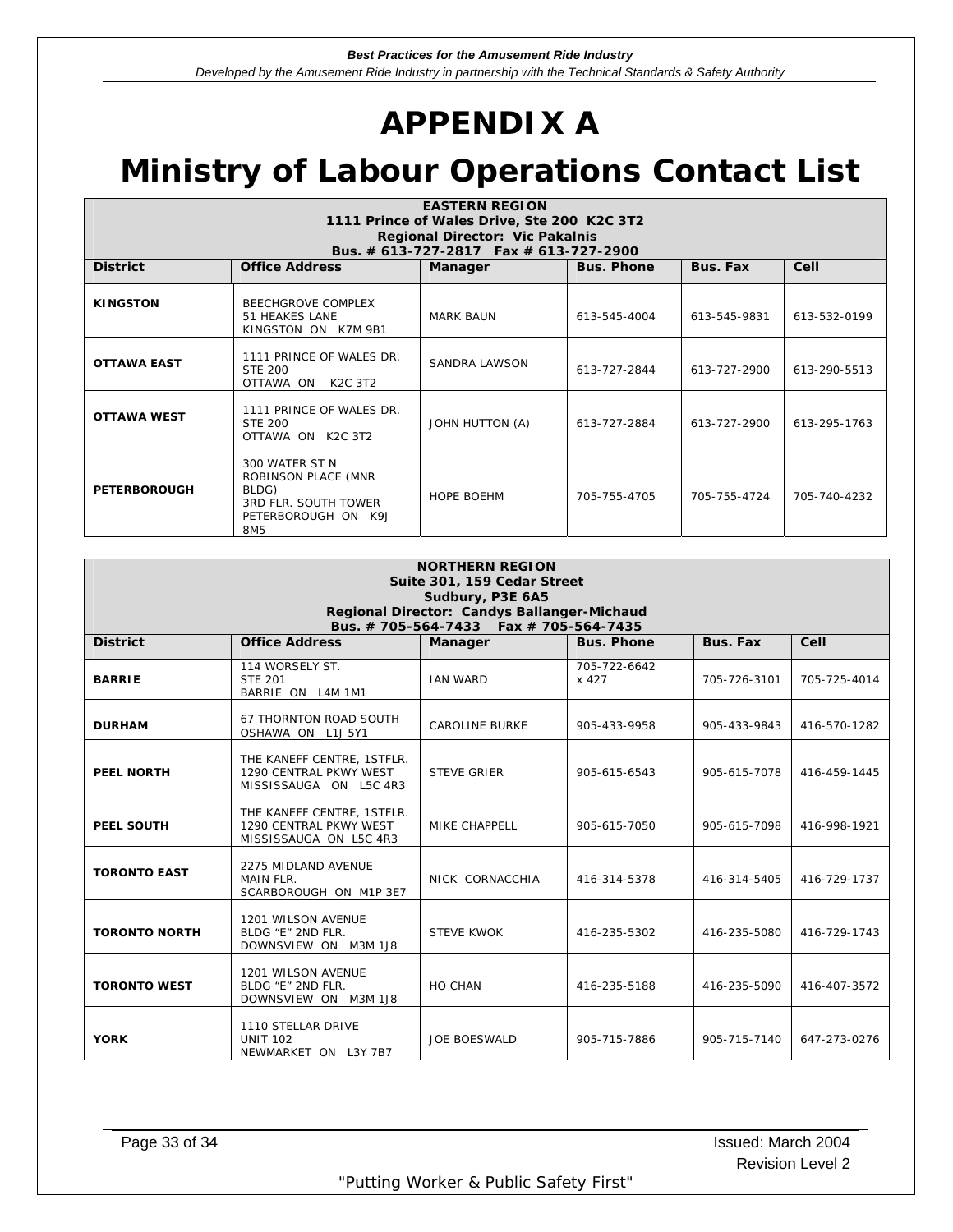# APPENDIX A

# Ministry of Labour Operations Contact List

| EASTERN REGION<br>1111 Prince of Wales Drive, Ste 200 K2C 3T2<br>Regional Director: Vic Pakalnis<br>Bus. # 613-727-2817 Fax # 613-727-2900 | | | | | |
|---|---|---|---|---|---|
| **District** | **Office Address** | **Manager** | **Bus. Phone** | **Bus. Fax** | **Cell** |
| **KINGSTON** | BEECHGROVE COMPLEX<br>51 HEAKES LANE<br>KINGSTON ON K7M 9B1 | MARK BAUN | 613-545-4004 | 613-545-9831 | 613-532-0199 |
| **OTTAWA EAST** | 1111 PRINCE OF WALES DR.<br>STE 200<br>OTTAWA ON K2C 3T2 | SANDRA LAWSON | 613-727-2844 | 613-727-2900 | 613-290-5513 |
| **OTTAWA WEST** | 1111 PRINCE OF WALES DR.<br>STE 200<br>OTTAWA ON K2C 3T2 | JOHN HUTTON (A) | 613-727-2884 | 613-727-2900 | 613-295-1763 |
| **PETERBOROUGH** | 300 WATER ST N<br>ROBINSON PLACE (MNR BLDG)<br>3RD FLR. SOUTH TOWER<br>PETERBOROUGH ON K9J 8M5 | HOPE BOEHM | 705-755-4705 | 705-755-4724 | 705-740-4232 |

| NORTHERN REGION<br>Suite 301, 159 Cedar Street<br>Sudbury, P3E 6A5<br>Regional Director: Candys Ballanger-Michaud<br>Bus. # 705-564-7433 Fax # 705-564-7435 | | | | | |
|---|---|---|---|---|---|
| **District** | **Office Address** | **Manager** | **Bus. Phone** | **Bus. Fax** | **Cell** |
| **BARRIE** | 114 WORSELY ST.<br>STE 201<br>BARRIE ON L4M 1M1 | IAN WARD | 705-722-6642<br>x 427 | 705-726-3101 | 705-725-4014 |
| **DURHAM** | 67 THORNTON ROAD SOUTH<br>OSHAWA ON L1J 5Y1 | CAROLINE BURKE | 905-433-9958 | 905-433-9843 | 416-570-1282 |
| **PEEL NORTH** | THE KANEFF CENTRE, 1STFLR.<br>1290 CENTRAL PKWY WEST<br>MISSISSAUGA ON L5C 4R3 | STEVE GRIER | 905-615-6543 | 905-615-7078 | 416-459-1445 |
| **PEEL SOUTH** | THE KANEFF CENTRE, 1STFLR.<br>1290 CENTRAL PKWY WEST<br>MISSISSAUGA ON L5C 4R3 | MIKE CHAPPELL | 905-615-7050 | 905-615-7098 | 416-998-1921 |
| **TORONTO EAST** | 2275 MIDLAND AVENUE<br>MAIN FLR.<br>SCARBOROUGH ON M1P 3E7 | NICK CORNACCHIA | 416-314-5378 | 416-314-5405 | 416-729-1737 |
| **TORONTO NORTH** | 1201 WILSON AVENUE<br>BLDG "E" 2ND FLR.<br>DOWNSVIEW ON M3M 1J8 | STEVE KWOK | 416-235-5302 | 416-235-5080 | 416-729-1743 |
| **TORONTO WEST** | 1201 WILSON AVENUE<br>BLDG "E" 2ND FLR.<br>DOWNSVIEW ON M3M 1J8 | HO CHAN | 416-235-5188 | 416-235-5090 | 416-407-3572 |
| **YORK** | 1110 STELLAR DRIVE<br>UNIT 102<br>NEWMARKET ON L3Y 7B7 | JOE BOESWALD | 905-715-7886 | 905-715-7140 | 647-273-0276 |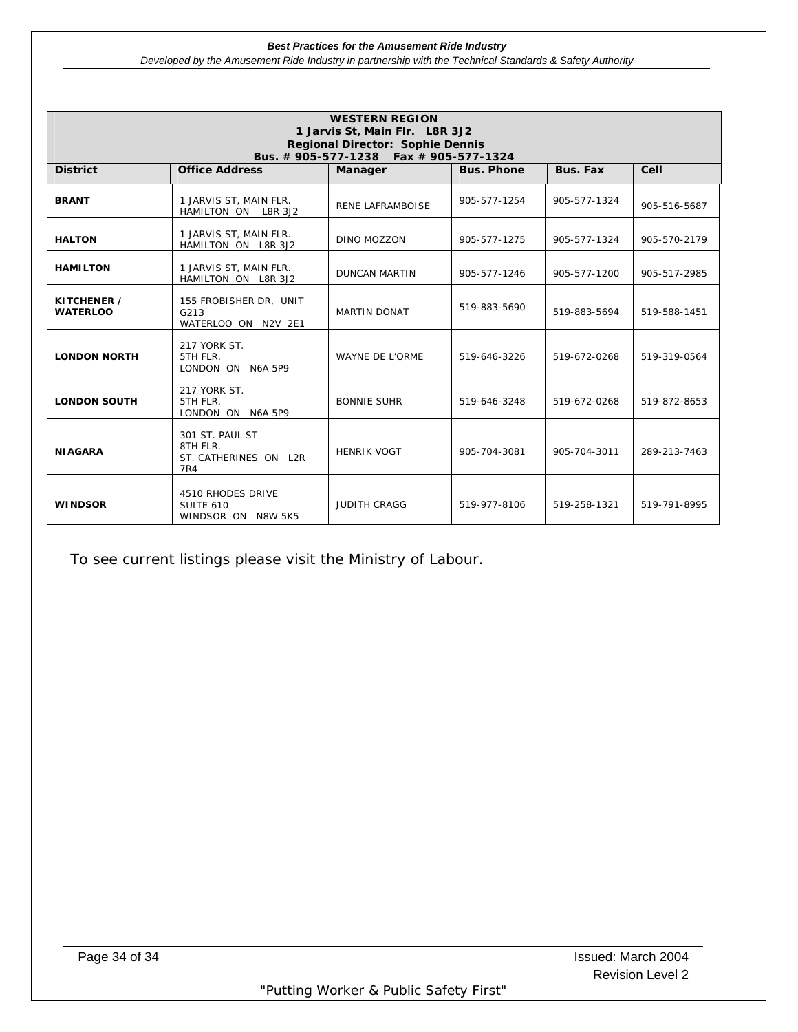| WESTERN REGION<br>1 Jarvis St, Main Flr. L8R 3J2<br>Regional Director: Sophie Dennis<br>Bus. # 905-577-1238 Fax # 905-577-1324 | | | | | |
|---|---|---|---|---|---|
| **District** | **Office Address** | **Manager** | **Bus. Phone** | **Bus. Fax** | **Cell** |
| **BRANT** | 1 JARVIS ST, MAIN FLR.<br>HAMILTON ON L8R 3J2 | RENE LAFRAMBOISE | 905-577-1254 | 905-577-1324 | 905-516-5687 |
| **HALTON** | 1 JARVIS ST, MAIN FLR.<br>HAMILTON ON L8R 3J2 | DINO MOZZON | 905-577-1275 | 905-577-1324 | 905-570-2179 |
| **HAMILTON** | 1 JARVIS ST, MAIN FLR.<br>HAMILTON ON L8R 3J2 | DUNCAN MARTIN | 905-577-1246 | 905-577-1200 | 905-517-2985 |
| **KITCHENER / WATERLOO** | 155 FROBISHER DR, UNIT G213<br>WATERLOO ON N2V 2E1 | MARTIN DONAT | 519-883-5690 | 519-883-5694 | 519-588-1451 |
| **LONDON NORTH** | 217 YORK ST.<br>5TH FLR.<br>LONDON ON N6A 5P9 | WAYNE DE L'ORME | 519-646-3226 | 519-672-0268 | 519-319-0564 |
| **LONDON SOUTH** | 217 YORK ST.<br>5TH FLR.<br>LONDON ON N6A 5P9 | BONNIE SUHR | 519-646-3248 | 519-672-0268 | 519-872-8653 |
| **NIAGARA** | 301 ST. PAUL ST<br>8TH FLR.<br>ST. CATHERINES ON L2R 7R4 | HENRIK VOGT | 905-704-3081 | 905-704-3011 | 289-213-7463 |
| **WINDSOR** | 4510 RHODES DRIVE<br>SUITE 610<br>WINDSOR ON N8W 5K5 | JUDITH CRAGG | 519-977-8106 | 519-258-1321 | 519-791-8995 |

To see current listings please visit the Ministry of Labour.